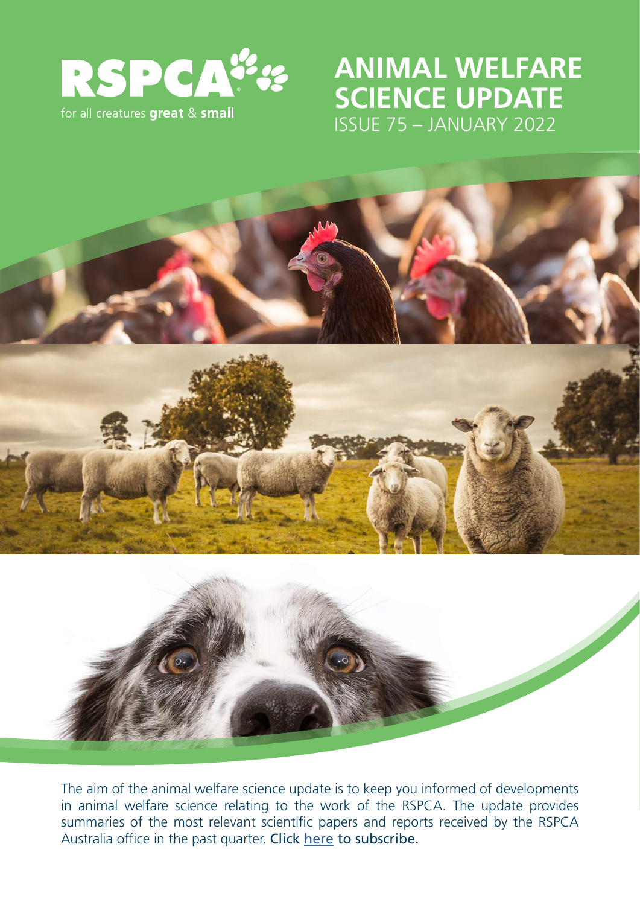RSPCA

for all creatures **great** & **small**

# ANIMAL WELFARE SCIENCE UPDATE

ISSUE 75 – JANUARY 2022

The aim of the animal welfare science update is to keep you informed of developments in animal welfare science relating to the work of the RSPCA. The update provides summaries of the most relevant scientific papers and reports received by the RSPCA Australia office in the past quarter. Click here to subscribe.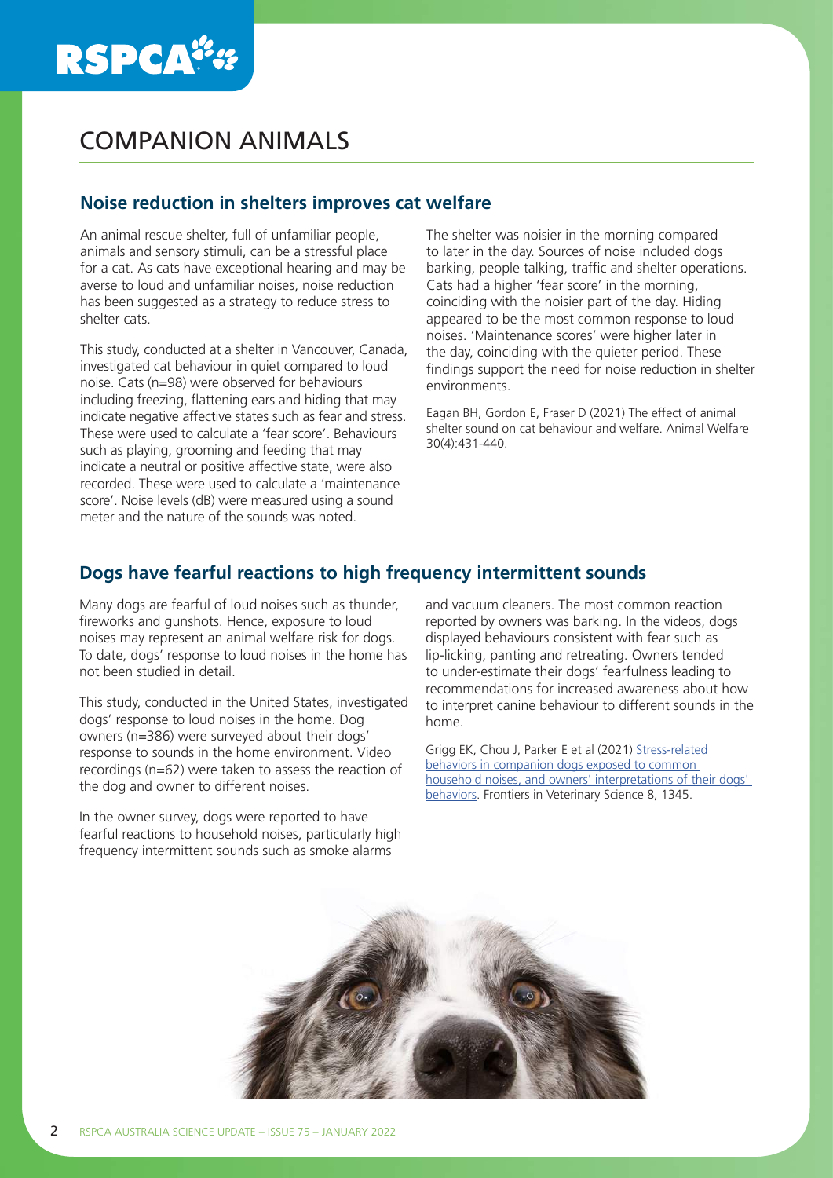# COMPANION ANIMALS

## Noise reduction in shelters improves cat welfare

An animal rescue shelter, full of unfamiliar people, animals and sensory stimuli, can be a stressful place for a cat. As cats have exceptional hearing and may be averse to loud and unfamiliar noises, noise reduction has been suggested as a strategy to reduce stress to shelter cats.

This study, conducted at a shelter in Vancouver, Canada, investigated cat behaviour in quiet compared to loud noise. Cats (n=98) were observed for behaviours including freezing, flattening ears and hiding that may indicate negative affective states such as fear and stress. These were used to calculate a 'fear score'. Behaviours such as playing, grooming and feeding that may indicate a neutral or positive affective state, were also recorded. These were used to calculate a 'maintenance score'. Noise levels (dB) were measured using a sound meter and the nature of the sounds was noted.

The shelter was noisier in the morning compared to later in the day. Sources of noise included dogs barking, people talking, traffic and shelter operations. Cats had a higher 'fear score' in the morning, coinciding with the noisier part of the day. Hiding appeared to be the most common response to loud noises. 'Maintenance scores' were higher later in the day, coinciding with the quieter period. These findings support the need for noise reduction in shelter environments.

Eagan BH, Gordon E, Fraser D (2021) The effect of animal shelter sound on cat behaviour and welfare. Animal Welfare 30(4):431-440.

## Dogs have fearful reactions to high frequency intermittent sounds

Many dogs are fearful of loud noises such as thunder, fireworks and gunshots. Hence, exposure to loud noises may represent an animal welfare risk for dogs. To date, dogs' response to loud noises in the home has not been studied in detail.

This study, conducted in the United States, investigated dogs' response to loud noises in the home. Dog owners (n=386) were surveyed about their dogs' response to sounds in the home environment. Video recordings (n=62) were taken to assess the reaction of the dog and owner to different noises.

In the owner survey, dogs were reported to have fearful reactions to household noises, particularly high frequency intermittent sounds such as smoke alarms and vacuum cleaners. The most common reaction reported by owners was barking. In the videos, dogs displayed behaviours consistent with fear such as lip-licking, panting and retreating. Owners tended to under-estimate their dogs' fearfulness leading to recommendations for increased awareness about how to interpret canine behaviour to different sounds in the home.

Grigg EK, Chou J, Parker E et al (2021) Stress-related behaviors in companion dogs exposed to common household noises, and owners' interpretations of their dogs' behaviors. Frontiers in Veterinary Science 8, 1345.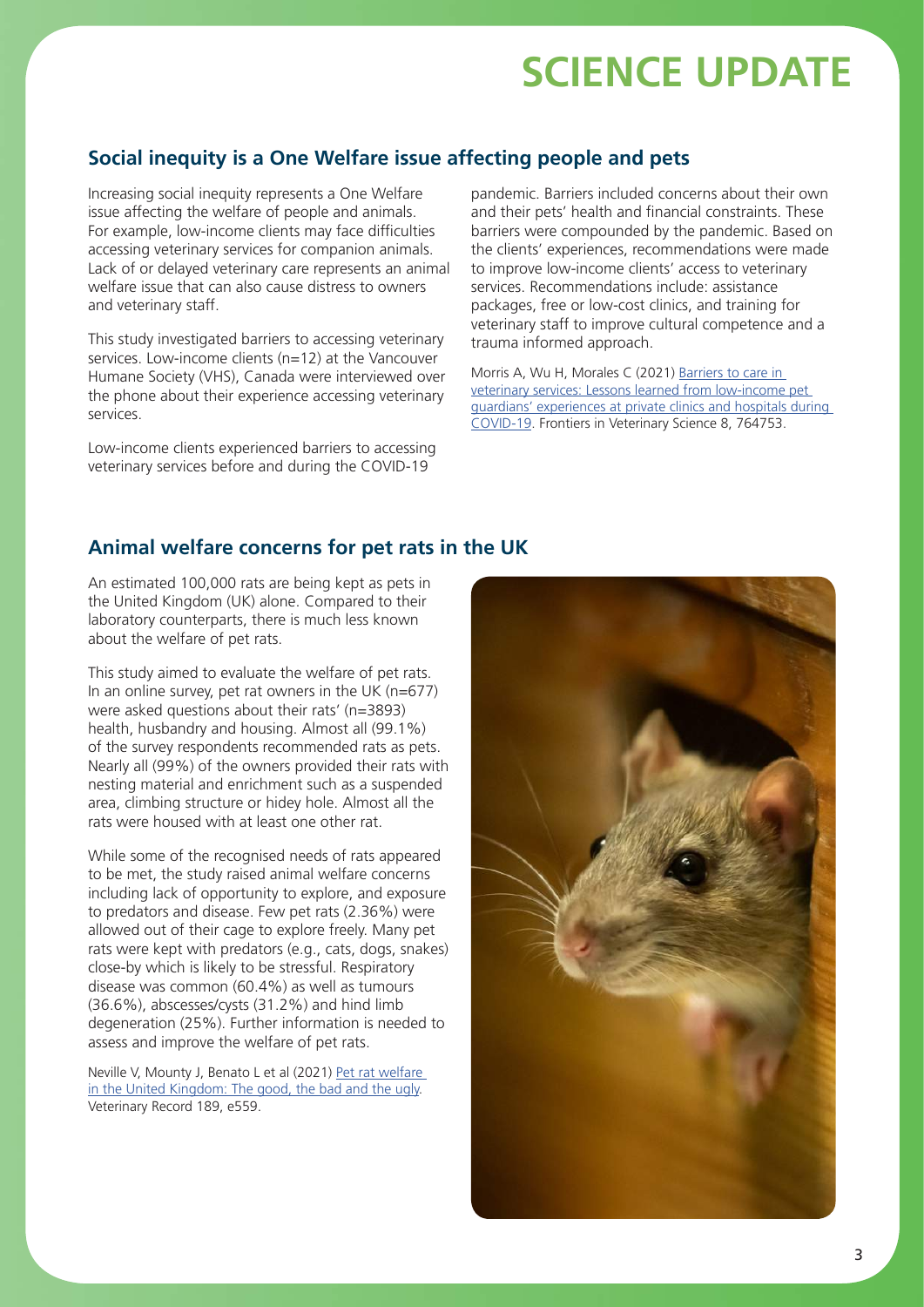# SCIENCE UPDATE

## Social inequity is a One Welfare issue affecting people and pets

Increasing social inequity represents a One Welfare issue affecting the welfare of people and animals. For example, low-income clients may face difficulties accessing veterinary services for companion animals. Lack of or delayed veterinary care represents an animal welfare issue that can also cause distress to owners and veterinary staff.

This study investigated barriers to accessing veterinary services. Low-income clients (n=12) at the Vancouver Humane Society (VHS), Canada were interviewed over the phone about their experience accessing veterinary services.

Low-income clients experienced barriers to accessing veterinary services before and during the COVID-19 pandemic. Barriers included concerns about their own and their pets' health and financial constraints. These barriers were compounded by the pandemic. Based on the clients' experiences, recommendations were made to improve low-income clients' access to veterinary services. Recommendations include: assistance packages, free or low-cost clinics, and training for veterinary staff to improve cultural competence and a trauma informed approach.

Morris A, Wu H, Morales C (2021) Barriers to care in veterinary services: Lessons learned from low-income pet guardians' experiences at private clinics and hospitals during COVID-19. Frontiers in Veterinary Science 8, 764753.

## Animal welfare concerns for pet rats in the UK

An estimated 100,000 rats are being kept as pets in the United Kingdom (UK) alone. Compared to their laboratory counterparts, there is much less known about the welfare of pet rats.

This study aimed to evaluate the welfare of pet rats. In an online survey, pet rat owners in the UK (n=677) were asked questions about their rats' (n=3893) health, husbandry and housing. Almost all (99.1%) of the survey respondents recommended rats as pets. Nearly all (99%) of the owners provided their rats with nesting material and enrichment such as a suspended area, climbing structure or hidey hole. Almost all the rats were housed with at least one other rat.

While some of the recognised needs of rats appeared to be met, the study raised animal welfare concerns including lack of opportunity to explore, and exposure to predators and disease. Few pet rats (2.36%) were allowed out of their cage to explore freely. Many pet rats were kept with predators (e.g., cats, dogs, snakes) close-by which is likely to be stressful. Respiratory disease was common (60.4%) as well as tumours (36.6%), abscesses/cysts (31.2%) and hind limb degeneration (25%). Further information is needed to assess and improve the welfare of pet rats.

Neville V, Mounty J, Benato L et al (2021) Pet rat welfare in the United Kingdom: The good, the bad and the ugly. Veterinary Record 189, e559.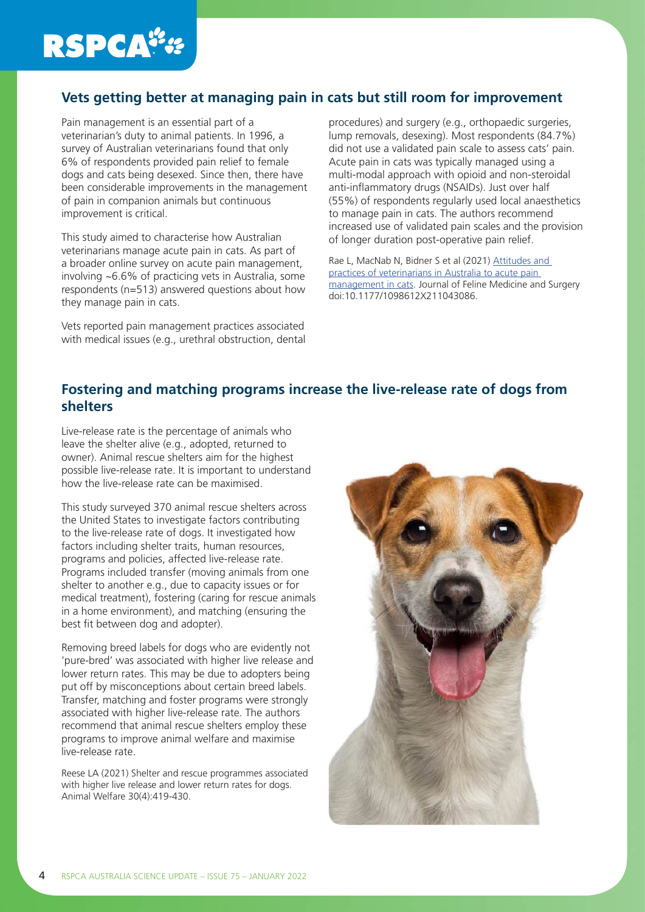## Vets getting better at managing pain in cats but still room for improvement

Pain management is an essential part of a veterinarian's duty to animal patients. In 1996, a survey of Australian veterinarians found that only 6% of respondents provided pain relief to female dogs and cats being desexed. Since then, there have been considerable improvements in the management of pain in companion animals but continuous improvement is critical.

This study aimed to characterise how Australian veterinarians manage acute pain in cats. As part of a broader online survey on acute pain management, involving ~6.6% of practicing vets in Australia, some respondents (n=513) answered questions about how they manage pain in cats.

Vets reported pain management practices associated with medical issues (e.g., urethral obstruction, dental procedures) and surgery (e.g., orthopaedic surgeries, lump removals, desexing). Most respondents (84.7%) did not use a validated pain scale to assess cats' pain. Acute pain in cats was typically managed using a multi-modal approach with opioid and non-steroidal anti-inflammatory drugs (NSAIDs). Just over half (55%) of respondents regularly used local anaesthetics to manage pain in cats. The authors recommend increased use of validated pain scales and the provision of longer duration post-operative pain relief.

Rae L, MacNab N, Bidner S et al (2021) Attitudes and practices of veterinarians in Australia to acute pain management in cats. Journal of Feline Medicine and Surgery doi:10.1177/1098612X211043086.

## Fostering and matching programs increase the live-release rate of dogs from shelters

Live-release rate is the percentage of animals who leave the shelter alive (e.g., adopted, returned to owner). Animal rescue shelters aim for the highest possible live-release rate. It is important to understand how the live-release rate can be maximised.

This study surveyed 370 animal rescue shelters across the United States to investigate factors contributing to the live-release rate of dogs. It investigated how factors including shelter traits, human resources, programs and policies, affected live-release rate. Programs included transfer (moving animals from one shelter to another e.g., due to capacity issues or for medical treatment), fostering (caring for rescue animals in a home environment), and matching (ensuring the best fit between dog and adopter).

Removing breed labels for dogs who are evidently not 'pure-bred' was associated with higher live release and lower return rates. This may be due to adopters being put off by misconceptions about certain breed labels. Transfer, matching and foster programs were strongly associated with higher live-release rate. The authors recommend that animal rescue shelters employ these programs to improve animal welfare and maximise live-release rate.

Reese LA (2021) Shelter and rescue programmes associated with higher live release and lower return rates for dogs. Animal Welfare 30(4):419-430.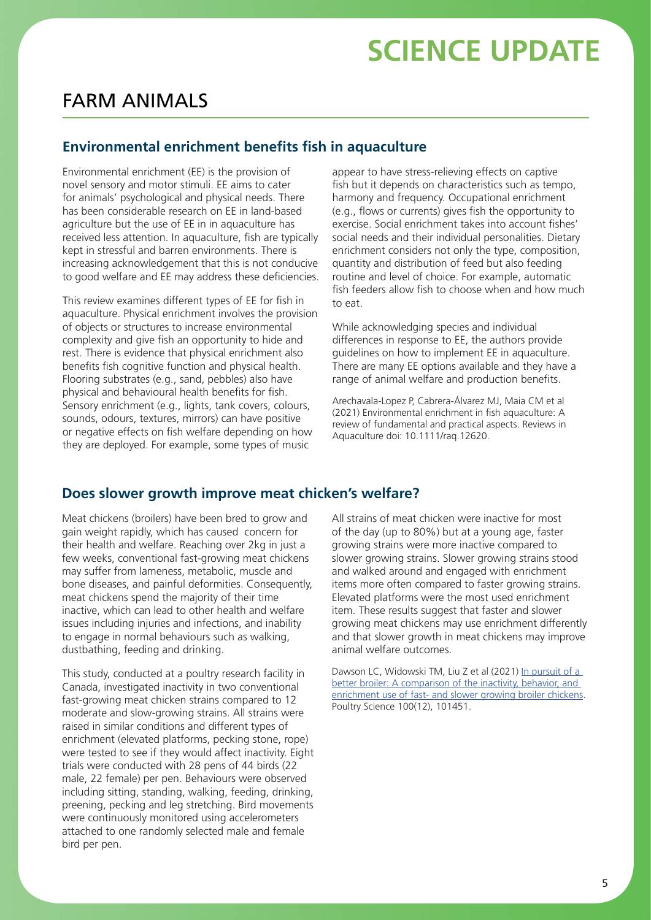# SCIENCE UPDATE

## FARM ANIMALS

### Environmental enrichment benefits fish in aquaculture

Environmental enrichment (EE) is the provision of novel sensory and motor stimuli. EE aims to cater for animals' psychological and physical needs. There has been considerable research on EE in land-based agriculture but the use of EE in in aquaculture has received less attention. In aquaculture, fish are typically kept in stressful and barren environments. There is increasing acknowledgement that this is not conducive to good welfare and EE may address these deficiencies.

This review examines different types of EE for fish in aquaculture. Physical enrichment involves the provision of objects or structures to increase environmental complexity and give fish an opportunity to hide and rest. There is evidence that physical enrichment also benefits fish cognitive function and physical health. Flooring substrates (e.g., sand, pebbles) also have physical and behavioural health benefits for fish. Sensory enrichment (e.g., lights, tank covers, colours, sounds, odours, textures, mirrors) can have positive or negative effects on fish welfare depending on how they are deployed. For example, some types of music appear to have stress-relieving effects on captive fish but it depends on characteristics such as tempo, harmony and frequency. Occupational enrichment (e.g., flows or currents) gives fish the opportunity to exercise. Social enrichment takes into account fishes' social needs and their individual personalities. Dietary enrichment considers not only the type, composition, quantity and distribution of feed but also feeding routine and level of choice. For example, automatic fish feeders allow fish to choose when and how much to eat.

While acknowledging species and individual differences in response to EE, the authors provide guidelines on how to implement EE in aquaculture. There are many EE options available and they have a range of animal welfare and production benefits.

Arechavala-Lopez P, Cabrera-Álvarez MJ, Maia CM et al (2021) Environmental enrichment in fish aquaculture: A review of fundamental and practical aspects. Reviews in Aquaculture doi: 10.1111/raq.12620.

### Does slower growth improve meat chicken's welfare?

Meat chickens (broilers) have been bred to grow and gain weight rapidly, which has caused concern for their health and welfare. Reaching over 2kg in just a few weeks, conventional fast-growing meat chickens may suffer from lameness, metabolic, muscle and bone diseases, and painful deformities. Consequently, meat chickens spend the majority of their time inactive, which can lead to other health and welfare issues including injuries and infections, and inability to engage in normal behaviours such as walking, dustbathing, feeding and drinking.

This study, conducted at a poultry research facility in Canada, investigated inactivity in two conventional fast-growing meat chicken strains compared to 12 moderate and slow-growing strains. All strains were raised in similar conditions and different types of enrichment (elevated platforms, pecking stone, rope) were tested to see if they would affect inactivity. Eight trials were conducted with 28 pens of 44 birds (22 male, 22 female) per pen. Behaviours were observed including sitting, standing, walking, feeding, drinking, preening, pecking and leg stretching. Bird movements were continuously monitored using accelerometers attached to one randomly selected male and female bird per pen.

All strains of meat chicken were inactive for most of the day (up to 80%) but at a young age, faster growing strains were more inactive compared to slower growing strains. Slower growing strains stood and walked around and engaged with enrichment items more often compared to faster growing strains. Elevated platforms were the most used enrichment item. These results suggest that faster and slower growing meat chickens may use enrichment differently and that slower growth in meat chickens may improve animal welfare outcomes.

Dawson LC, Widowski TM, Liu Z et al (2021) In pursuit of a better broiler: A comparison of the inactivity, behavior, and enrichment use of fast- and slower growing broiler chickens. Poultry Science 100(12), 101451.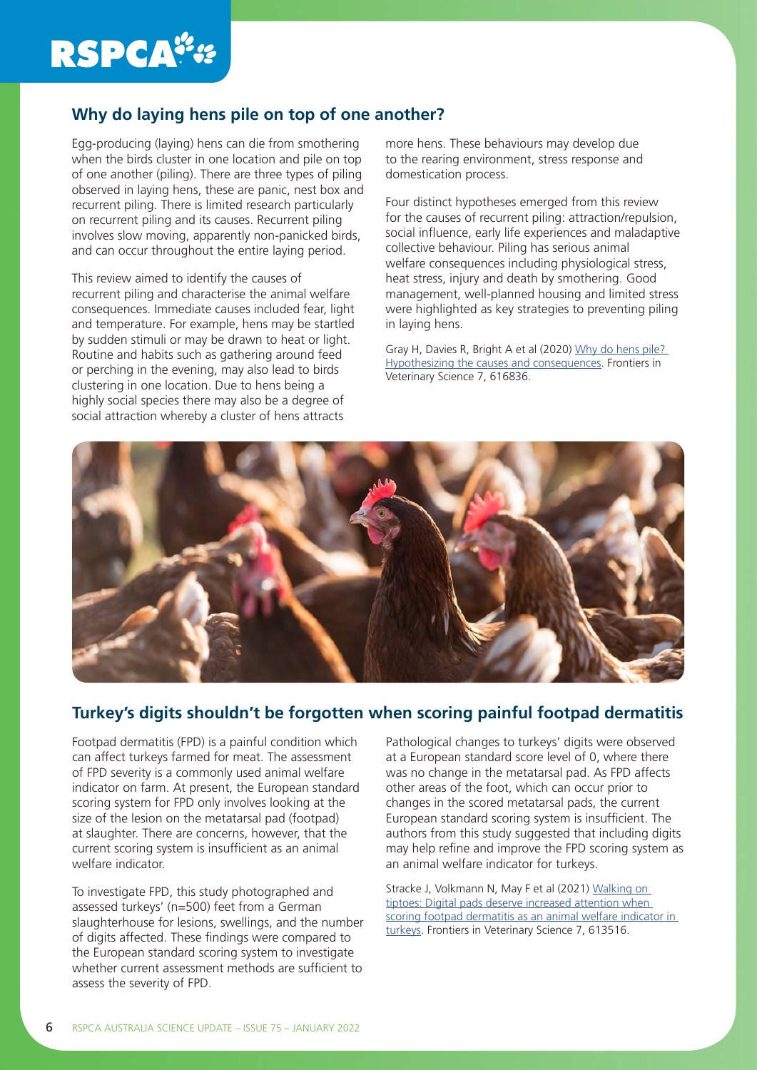## Why do laying hens pile on top of one another?

Egg-producing (laying) hens can die from smothering when the birds cluster in one location and pile on top of one another (piling). There are three types of piling observed in laying hens, these are panic, nest box and recurrent piling. There is limited research particularly on recurrent piling and its causes. Recurrent piling involves slow moving, apparently non-panicked birds, and can occur throughout the entire laying period.

This review aimed to identify the causes of recurrent piling and characterise the animal welfare consequences. Immediate causes included fear, light and temperature. For example, hens may be startled by sudden stimuli or may be drawn to heat or light. Routine and habits such as gathering around feed or perching in the evening, may also lead to birds clustering in one location. Due to hens being a highly social species there may also be a degree of social attraction whereby a cluster of hens attracts more hens. These behaviours may develop due to the rearing environment, stress response and domestication process.

Four distinct hypotheses emerged from this review for the causes of recurrent piling: attraction/repulsion, social influence, early life experiences and maladaptive collective behaviour. Piling has serious animal welfare consequences including physiological stress, heat stress, injury and death by smothering. Good management, well-planned housing and limited stress were highlighted as key strategies to preventing piling in laying hens.

Gray H, Davies R, Bright A et al (2020) Why do hens pile? Hypothesizing the causes and consequences. Frontiers in Veterinary Science 7, 616836.

## Turkey's digits shouldn't be forgotten when scoring painful footpad dermatitis

Footpad dermatitis (FPD) is a painful condition which can affect turkeys farmed for meat. The assessment of FPD severity is a commonly used animal welfare indicator on farm. At present, the European standard scoring system for FPD only involves looking at the size of the lesion on the metatarsal pad (footpad) at slaughter. There are concerns, however, that the current scoring system is insufficient as an animal welfare indicator.

To investigate FPD, this study photographed and assessed turkeys' (n=500) feet from a German slaughterhouse for lesions, swellings, and the number of digits affected. These findings were compared to the European standard scoring system to investigate whether current assessment methods are sufficient to assess the severity of FPD.

Pathological changes to turkeys' digits were observed at a European standard score level of 0, where there was no change in the metatarsal pad. As FPD affects other areas of the foot, which can occur prior to changes in the scored metatarsal pads, the current European standard scoring system is insufficient. The authors from this study suggested that including digits may help refine and improve the FPD scoring system as an animal welfare indicator for turkeys.

Stracke J, Volkmann N, May F et al (2021) Walking on tiptoes: Digital pads deserve increased attention when scoring footpad dermatitis as an animal welfare indicator in turkeys. Frontiers in Veterinary Science 7, 613516.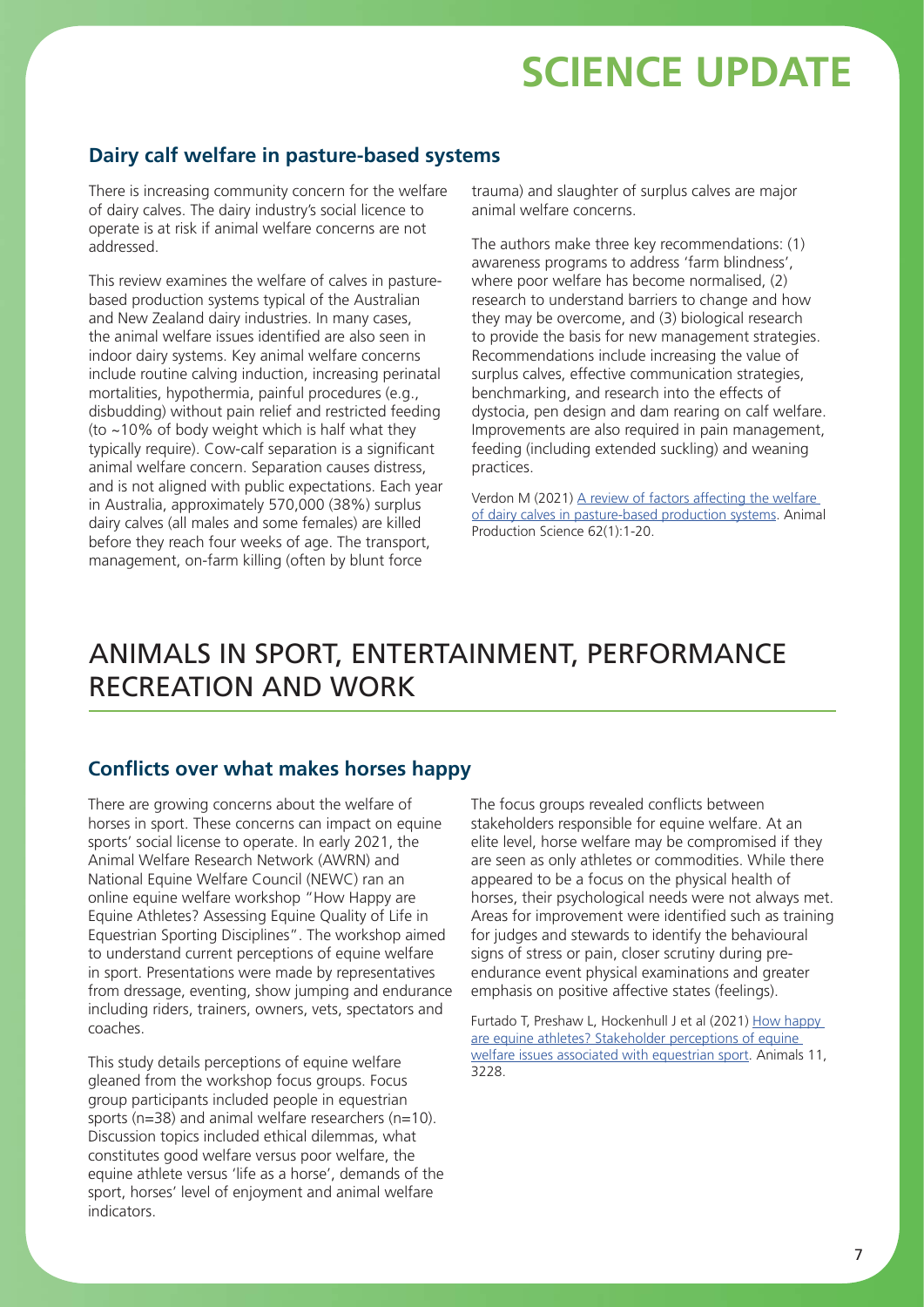## Dairy calf welfare in pasture-based systems

There is increasing community concern for the welfare of dairy calves. The dairy industry's social licence to operate is at risk if animal welfare concerns are not addressed.

This review examines the welfare of calves in pasture-based production systems typical of the Australian and New Zealand dairy industries. In many cases, the animal welfare issues identified are also seen in indoor dairy systems. Key animal welfare concerns include routine calving induction, increasing perinatal mortalities, hypothermia, painful procedures (e.g., disbudding) without pain relief and restricted feeding (to ~10% of body weight which is half what they typically require). Cow-calf separation is a significant animal welfare concern. Separation causes distress, and is not aligned with public expectations. Each year in Australia, approximately 570,000 (38%) surplus dairy calves (all males and some females) are killed before they reach four weeks of age. The transport, management, on-farm killing (often by blunt force trauma) and slaughter of surplus calves are major animal welfare concerns.

The authors make three key recommendations: (1) awareness programs to address 'farm blindness', where poor welfare has become normalised, (2) research to understand barriers to change and how they may be overcome, and (3) biological research to provide the basis for new management strategies. Recommendations include increasing the value of surplus calves, effective communication strategies, benchmarking, and research into the effects of dystocia, pen design and dam rearing on calf welfare. Improvements are also required in pain management, feeding (including extended suckling) and weaning practices.

Verdon M (2021) A review of factors affecting the welfare of dairy calves in pasture-based production systems. Animal Production Science 62(1):1-20.

# ANIMALS IN SPORT, ENTERTAINMENT, PERFORMANCE RECREATION AND WORK

## Conflicts over what makes horses happy

There are growing concerns about the welfare of horses in sport. These concerns can impact on equine sports' social license to operate. In early 2021, the Animal Welfare Research Network (AWRN) and National Equine Welfare Council (NEWC) ran an online equine welfare workshop "How Happy are Equine Athletes? Assessing Equine Quality of Life in Equestrian Sporting Disciplines". The workshop aimed to understand current perceptions of equine welfare in sport. Presentations were made by representatives from dressage, eventing, show jumping and endurance including riders, trainers, owners, vets, spectators and coaches.

This study details perceptions of equine welfare gleaned from the workshop focus groups. Focus group participants included people in equestrian sports (n=38) and animal welfare researchers (n=10). Discussion topics included ethical dilemmas, what constitutes good welfare versus poor welfare, the equine athlete versus 'life as a horse', demands of the sport, horses' level of enjoyment and animal welfare indicators.

The focus groups revealed conflicts between stakeholders responsible for equine welfare. At an elite level, horse welfare may be compromised if they are seen as only athletes or commodities. While there appeared to be a focus on the physical health of horses, their psychological needs were not always met. Areas for improvement were identified such as training for judges and stewards to identify the behavioural signs of stress or pain, closer scrutiny during pre-endurance event physical examinations and greater emphasis on positive affective states (feelings).

Furtado T, Preshaw L, Hockenhull J et al (2021) How happy are equine athletes? Stakeholder perceptions of equine welfare issues associated with equestrian sport. Animals 11, 3228.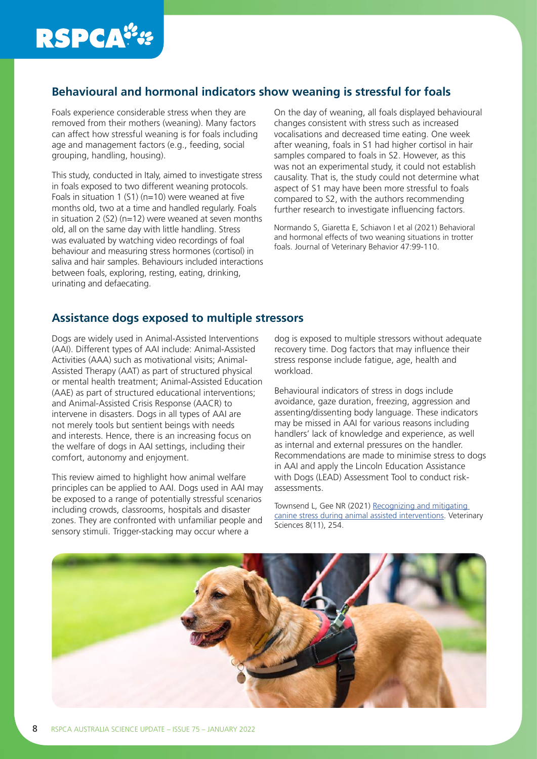## Behavioural and hormonal indicators show weaning is stressful for foals

Foals experience considerable stress when they are removed from their mothers (weaning). Many factors can affect how stressful weaning is for foals including age and management factors (e.g., feeding, social grouping, handling, housing).

This study, conducted in Italy, aimed to investigate stress in foals exposed to two different weaning protocols. Foals in situation 1 (S1) (n=10) were weaned at five months old, two at a time and handled regularly. Foals in situation 2 (S2) (n=12) were weaned at seven months old, all on the same day with little handling. Stress was evaluated by watching video recordings of foal behaviour and measuring stress hormones (cortisol) in saliva and hair samples. Behaviours included interactions between foals, exploring, resting, eating, drinking, urinating and defaecating.

On the day of weaning, all foals displayed behavioural changes consistent with stress such as increased vocalisations and decreased time eating. One week after weaning, foals in S1 had higher cortisol in hair samples compared to foals in S2. However, as this was not an experimental study, it could not establish causality. That is, the study could not determine what aspect of S1 may have been more stressful to foals compared to S2, with the authors recommending further research to investigate influencing factors.

Normando S, Giaretta E, Schiavon I et al (2021) Behavioral and hormonal effects of two weaning situations in trotter foals. Journal of Veterinary Behavior 47:99-110.

## Assistance dogs exposed to multiple stressors

Dogs are widely used in Animal-Assisted Interventions (AAI). Different types of AAI include: Animal-Assisted Activities (AAA) such as motivational visits; Animal-Assisted Therapy (AAT) as part of structured physical or mental health treatment; Animal-Assisted Education (AAE) as part of structured educational interventions; and Animal-Assisted Crisis Response (AACR) to intervene in disasters. Dogs in all types of AAI are not merely tools but sentient beings with needs and interests. Hence, there is an increasing focus on the welfare of dogs in AAI settings, including their comfort, autonomy and enjoyment.

This review aimed to highlight how animal welfare principles can be applied to AAI. Dogs used in AAI may be exposed to a range of potentially stressful scenarios including crowds, classrooms, hospitals and disaster zones. They are confronted with unfamiliar people and sensory stimuli. Trigger-stacking may occur where a dog is exposed to multiple stressors without adequate recovery time. Dog factors that may influence their stress response include fatigue, age, health and workload.

Behavioural indicators of stress in dogs include avoidance, gaze duration, freezing, aggression and assenting/dissenting body language. These indicators may be missed in AAI for various reasons including handlers' lack of knowledge and experience, as well as internal and external pressures on the handler. Recommendations are made to minimise stress to dogs in AAI and apply the Lincoln Education Assistance with Dogs (LEAD) Assessment Tool to conduct risk-assessments.

Townsend L, Gee NR (2021) Recognizing and mitigating canine stress during animal assisted interventions. Veterinary Sciences 8(11), 254.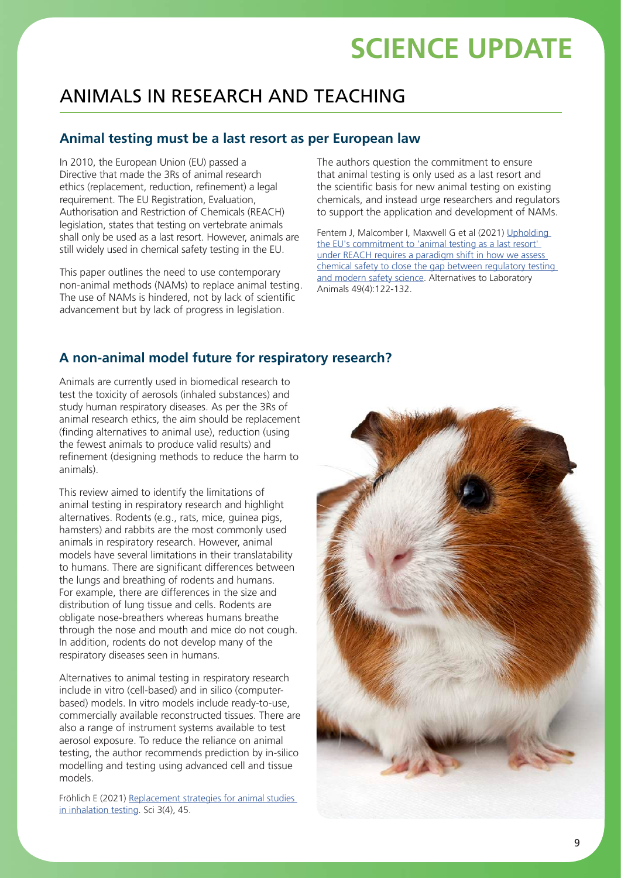# SCIENCE UPDATE

## ANIMALS IN RESEARCH AND TEACHING

### Animal testing must be a last resort as per European law

In 2010, the European Union (EU) passed a Directive that made the 3Rs of animal research ethics (replacement, reduction, refinement) a legal requirement. The EU Registration, Evaluation, Authorisation and Restriction of Chemicals (REACH) legislation, states that testing on vertebrate animals shall only be used as a last resort. However, animals are still widely used in chemical safety testing in the EU.

This paper outlines the need to use contemporary non-animal methods (NAMs) to replace animal testing. The use of NAMs is hindered, not by lack of scientific advancement but by lack of progress in legislation.

The authors question the commitment to ensure that animal testing is only used as a last resort and the scientific basis for new animal testing on existing chemicals, and instead urge researchers and regulators to support the application and development of NAMs.

Fentem J, Malcomber I, Maxwell G et al (2021) Upholding the EU's commitment to 'animal testing as a last resort' under REACH requires a paradigm shift in how we assess chemical safety to close the gap between regulatory testing and modern safety science. Alternatives to Laboratory Animals 49(4):122-132.

### A non-animal model future for respiratory research?

Animals are currently used in biomedical research to test the toxicity of aerosols (inhaled substances) and study human respiratory diseases. As per the 3Rs of animal research ethics, the aim should be replacement (finding alternatives to animal use), reduction (using the fewest animals to produce valid results) and refinement (designing methods to reduce the harm to animals).

This review aimed to identify the limitations of animal testing in respiratory research and highlight alternatives. Rodents (e.g., rats, mice, guinea pigs, hamsters) and rabbits are the most commonly used animals in respiratory research. However, animal models have several limitations in their translatability to humans. There are significant differences between the lungs and breathing of rodents and humans. For example, there are differences in the size and distribution of lung tissue and cells. Rodents are obligate nose-breathers whereas humans breathe through the nose and mouth and mice do not cough. In addition, rodents do not develop many of the respiratory diseases seen in humans.

Alternatives to animal testing in respiratory research include in vitro (cell-based) and in silico (computer-based) models. In vitro models include ready-to-use, commercially available reconstructed tissues. There are also a range of instrument systems available to test aerosol exposure. To reduce the reliance on animal testing, the author recommends prediction by in-silico modelling and testing using advanced cell and tissue models.

Fröhlich E (2021) Replacement strategies for animal studies in inhalation testing. Sci 3(4), 45.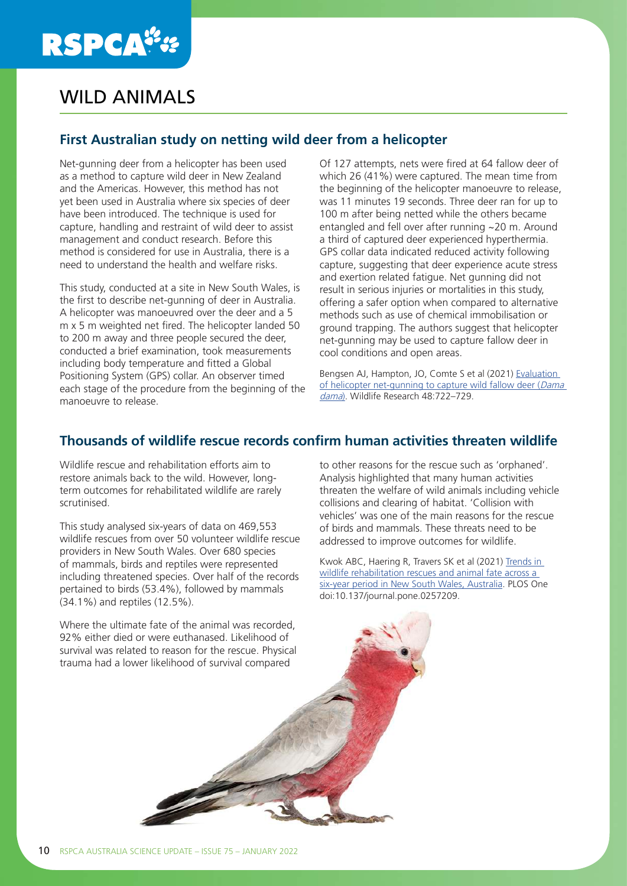# WILD ANIMALS

## First Australian study on netting wild deer from a helicopter

Net-gunning deer from a helicopter has been used as a method to capture wild deer in New Zealand and the Americas. However, this method has not yet been used in Australia where six species of deer have been introduced. The technique is used for capture, handling and restraint of wild deer to assist management and conduct research. Before this method is considered for use in Australia, there is a need to understand the health and welfare risks.

This study, conducted at a site in New South Wales, is the first to describe net-gunning of deer in Australia. A helicopter was manoeuvred over the deer and a 5 m x 5 m weighted net fired. The helicopter landed 50 to 200 m away and three people secured the deer, conducted a brief examination, took measurements including body temperature and fitted a Global Positioning System (GPS) collar. An observer timed each stage of the procedure from the beginning of the manoeuvre to release.

Of 127 attempts, nets were fired at 64 fallow deer of which 26 (41%) were captured. The mean time from the beginning of the helicopter manoeuvre to release, was 11 minutes 19 seconds. Three deer ran for up to 100 m after being netted while the others became entangled and fell over after running ~20 m. Around a third of captured deer experienced hyperthermia. GPS collar data indicated reduced activity following capture, suggesting that deer experience acute stress and exertion related fatigue. Net gunning did not result in serious injuries or mortalities in this study, offering a safer option when compared to alternative methods such as use of chemical immobilisation or ground trapping. The authors suggest that helicopter net-gunning may be used to capture fallow deer in cool conditions and open areas.

Bengsen AJ, Hampton, JO, Comte S et al (2021) Evaluation of helicopter net-gunning to capture wild fallow deer (*Dama dama*). Wildlife Research 48:722–729.

## Thousands of wildlife rescue records confirm human activities threaten wildlife

Wildlife rescue and rehabilitation efforts aim to restore animals back to the wild. However, long-term outcomes for rehabilitated wildlife are rarely scrutinised.

This study analysed six-years of data on 469,553 wildlife rescues from over 50 volunteer wildlife rescue providers in New South Wales. Over 680 species of mammals, birds and reptiles were represented including threatened species. Over half of the records pertained to birds (53.4%), followed by mammals (34.1%) and reptiles (12.5%).

Where the ultimate fate of the animal was recorded, 92% either died or were euthanased. Likelihood of survival was related to reason for the rescue. Physical trauma had a lower likelihood of survival compared to other reasons for the rescue such as 'orphaned'. Analysis highlighted that many human activities threaten the welfare of wild animals including vehicle collisions and clearing of habitat. 'Collision with vehicles' was one of the main reasons for the rescue of birds and mammals. These threats need to be addressed to improve outcomes for wildlife.

Kwok ABC, Haering R, Travers SK et al (2021) Trends in wildlife rehabilitation rescues and animal fate across a six-year period in New South Wales, Australia. PLOS One doi:10.137/journal.pone.0257209.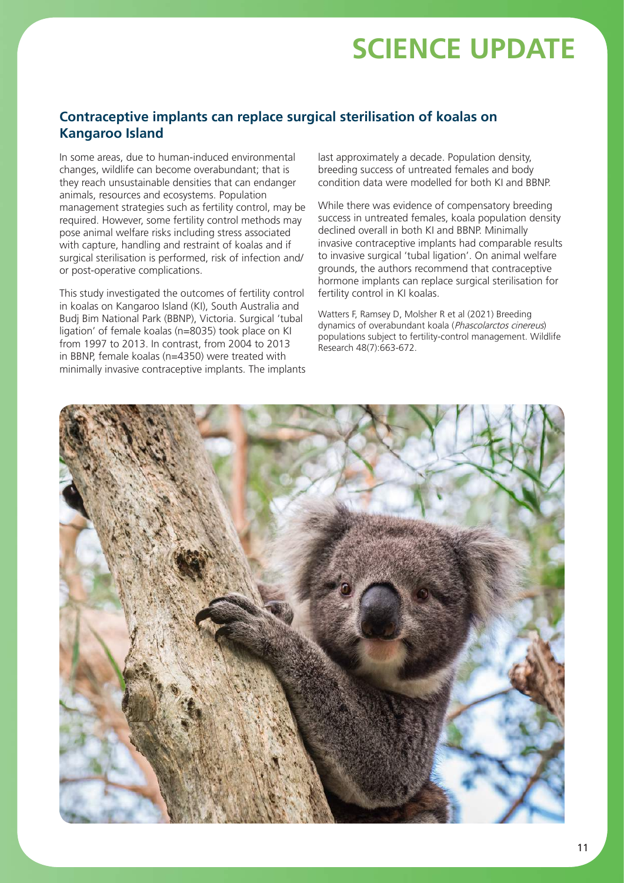# SCIENCE UPDATE

## Contraceptive implants can replace surgical sterilisation of koalas on Kangaroo Island

In some areas, due to human-induced environmental changes, wildlife can become overabundant; that is they reach unsustainable densities that can endanger animals, resources and ecosystems. Population management strategies such as fertility control, may be required. However, some fertility control methods may pose animal welfare risks including stress associated with capture, handling and restraint of koalas and if surgical sterilisation is performed, risk of infection and/or post-operative complications.

This study investigated the outcomes of fertility control in koalas on Kangaroo Island (KI), South Australia and Budj Bim National Park (BBNP), Victoria. Surgical 'tubal ligation' of female koalas (n=8035) took place on KI from 1997 to 2013. In contrast, from 2004 to 2013 in BBNP, female koalas (n=4350) were treated with minimally invasive contraceptive implants. The implants last approximately a decade. Population density, breeding success of untreated females and body condition data were modelled for both KI and BBNP.

While there was evidence of compensatory breeding success in untreated females, koala population density declined overall in both KI and BBNP. Minimally invasive contraceptive implants had comparable results to invasive surgical 'tubal ligation'. On animal welfare grounds, the authors recommend that contraceptive hormone implants can replace surgical sterilisation for fertility control in KI koalas.

Watters F, Ramsey D, Molsher R et al (2021) Breeding dynamics of overabundant koala (*Phascolarctos cinereus*) populations subject to fertility-control management. Wildlife Research 48(7):663-672.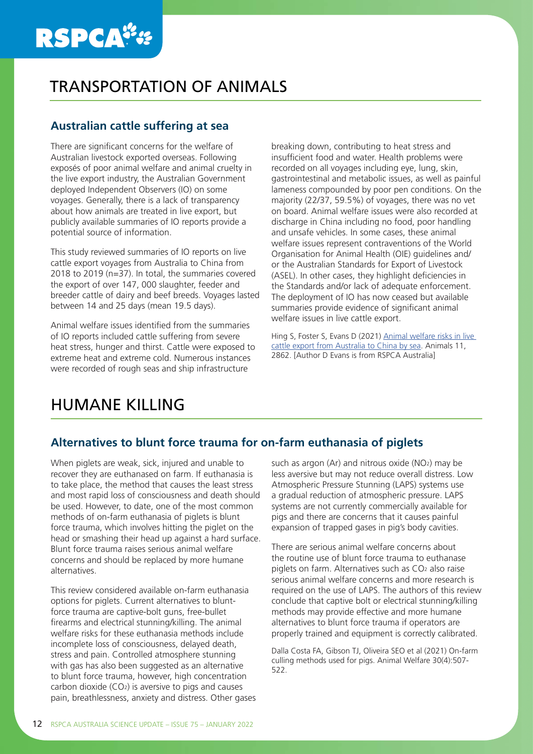# TRANSPORTATION OF ANIMALS

## Australian cattle suffering at sea

There are significant concerns for the welfare of Australian livestock exported overseas. Following exposés of poor animal welfare and animal cruelty in the live export industry, the Australian Government deployed Independent Observers (IO) on some voyages. Generally, there is a lack of transparency about how animals are treated in live export, but publicly available summaries of IO reports provide a potential source of information.

This study reviewed summaries of IO reports on live cattle export voyages from Australia to China from 2018 to 2019 (n=37). In total, the summaries covered the export of over 147, 000 slaughter, feeder and breeder cattle of dairy and beef breeds. Voyages lasted between 14 and 25 days (mean 19.5 days).

Animal welfare issues identified from the summaries of IO reports included cattle suffering from severe heat stress, hunger and thirst. Cattle were exposed to extreme heat and extreme cold. Numerous instances were recorded of rough seas and ship infrastructure breaking down, contributing to heat stress and insufficient food and water. Health problems were recorded on all voyages including eye, lung, skin, gastrointestinal and metabolic issues, as well as painful lameness compounded by poor pen conditions. On the majority (22/37, 59.5%) of voyages, there was no vet on board. Animal welfare issues were also recorded at discharge in China including no food, poor handling and unsafe vehicles. In some cases, these animal welfare issues represent contraventions of the World Organisation for Animal Health (OIE) guidelines and/or the Australian Standards for Export of Livestock (ASEL). In other cases, they highlight deficiencies in the Standards and/or lack of adequate enforcement. The deployment of IO has now ceased but available summaries provide evidence of significant animal welfare issues in live cattle export.

Hing S, Foster S, Evans D (2021) Animal welfare risks in live cattle export from Australia to China by sea. Animals 11, 2862. [Author D Evans is from RSPCA Australia]

# HUMANE KILLING

## Alternatives to blunt force trauma for on-farm euthanasia of piglets

When piglets are weak, sick, injured and unable to recover they are euthanased on farm. If euthanasia is to take place, the method that causes the least stress and most rapid loss of consciousness and death should be used. However, to date, one of the most common methods of on-farm euthanasia of piglets is blunt force trauma, which involves hitting the piglet on the head or smashing their head up against a hard surface. Blunt force trauma raises serious animal welfare concerns and should be replaced by more humane alternatives.

This review considered available on-farm euthanasia options for piglets. Current alternatives to blunt-force trauma are captive-bolt guns, free-bullet firearms and electrical stunning/killing. The animal welfare risks for these euthanasia methods include incomplete loss of consciousness, delayed death, stress and pain. Controlled atmosphere stunning with gas has also been suggested as an alternative to blunt force trauma, however, high concentration carbon dioxide ($CO_2$) is aversive to pigs and causes pain, breathlessness, anxiety and distress. Other gases such as argon (Ar) and nitrous oxide ($NO_2$) may be less aversive but may not reduce overall distress. Low Atmospheric Pressure Stunning (LAPS) systems use a gradual reduction of atmospheric pressure. LAPS systems are not currently commercially available for pigs and there are concerns that it causes painful expansion of trapped gases in pig's body cavities.

There are serious animal welfare concerns about the routine use of blunt force trauma to euthanase piglets on farm. Alternatives such as $CO_2$ also raise serious animal welfare concerns and more research is required on the use of LAPS. The authors of this review conclude that captive bolt or electrical stunning/killing methods may provide effective and more humane alternatives to blunt force trauma if operators are properly trained and equipment is correctly calibrated.

Dalla Costa FA, Gibson TJ, Oliveira SEO et al (2021) On-farm culling methods used for pigs. Animal Welfare 30(4):507-522.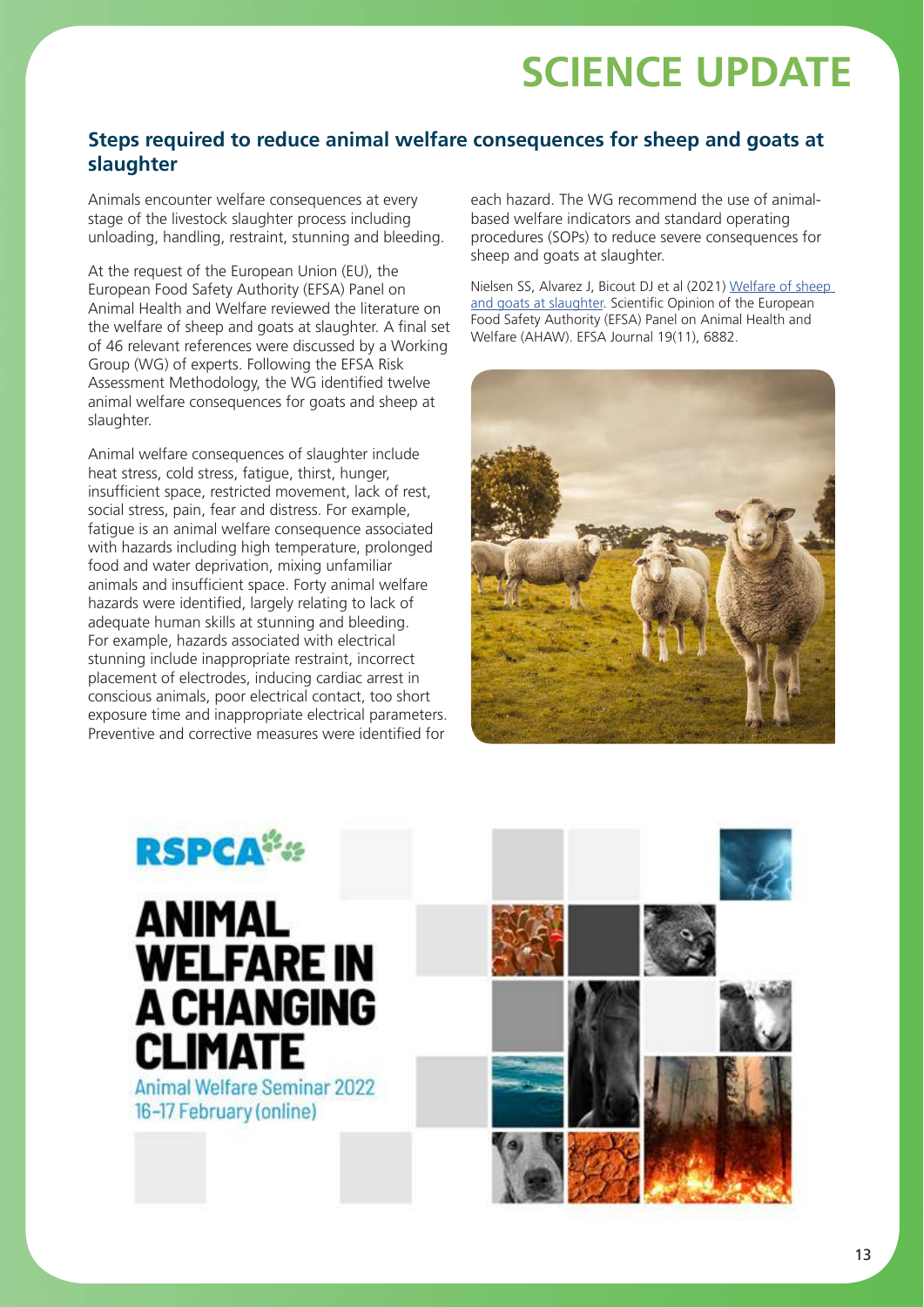# SCIENCE UPDATE

## Steps required to reduce animal welfare consequences for sheep and goats at slaughter

Animals encounter welfare consequences at every stage of the livestock slaughter process including unloading, handling, restraint, stunning and bleeding.

At the request of the European Union (EU), the European Food Safety Authority (EFSA) Panel on Animal Health and Welfare reviewed the literature on the welfare of sheep and goats at slaughter. A final set of 46 relevant references were discussed by a Working Group (WG) of experts. Following the EFSA Risk Assessment Methodology, the WG identified twelve animal welfare consequences for goats and sheep at slaughter.

Animal welfare consequences of slaughter include heat stress, cold stress, fatigue, thirst, hunger, insufficient space, restricted movement, lack of rest, social stress, pain, fear and distress. For example, fatigue is an animal welfare consequence associated with hazards including high temperature, prolonged food and water deprivation, mixing unfamiliar animals and insufficient space. Forty animal welfare hazards were identified, largely relating to lack of adequate human skills at stunning and bleeding. For example, hazards associated with electrical stunning include inappropriate restraint, incorrect placement of electrodes, inducing cardiac arrest in conscious animals, poor electrical contact, too short exposure time and inappropriate electrical parameters. Preventive and corrective measures were identified for each hazard. The WG recommend the use of animal-based welfare indicators and standard operating procedures (SOPs) to reduce severe consequences for sheep and goats at slaughter.

Nielsen SS, Alvarez J, Bicout DJ et al (2021) Welfare of sheep and goats at slaughter. Scientific Opinion of the European Food Safety Authority (EFSA) Panel on Animal Health and Welfare (AHAW). EFSA Journal 19(11), 6882.

RSPCA

ANIMAL WELFARE IN A CHANGING CLIMATE

Animal Welfare Seminar 2022

16–17 February (online)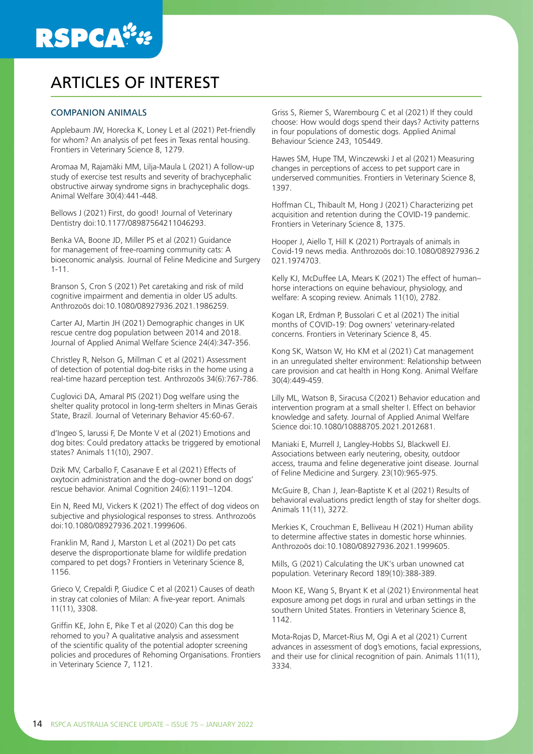# ARTICLES OF INTEREST

## COMPANION ANIMALS

Applebaum JW, Horecka K, Loney L et al (2021) Pet-friendly for whom? An analysis of pet fees in Texas rental housing. Frontiers in Veterinary Science 8, 1279.

Aromaa M, Rajamäki MM, Lilja-Maula L (2021) A follow-up study of exercise test results and severity of brachycephalic obstructive airway syndrome signs in brachycephalic dogs. Animal Welfare 30(4):441-448.

Bellows J (2021) First, do good! Journal of Veterinary Dentistry doi:10.1177/08987564211046293.

Benka VA, Boone JD, Miller PS et al (2021) Guidance for management of free-roaming community cats: A bioeconomic analysis. Journal of Feline Medicine and Surgery 1-11.

Branson S, Cron S (2021) Pet caretaking and risk of mild cognitive impairment and dementia in older US adults. Anthrozoös doi:10.1080/08927936.2021.1986259.

Carter AJ, Martin JH (2021) Demographic changes in UK rescue centre dog population between 2014 and 2018. Journal of Applied Animal Welfare Science 24(4):347-356.

Christley R, Nelson G, Millman C et al (2021) Assessment of detection of potential dog-bite risks in the home using a real-time hazard perception test. Anthrozoös 34(6):767-786.

Cuglovici DA, Amaral PIS (2021) Dog welfare using the shelter quality protocol in long-term shelters in Minas Gerais State, Brazil. Journal of Veterinary Behavior 45:60-67.

d'Ingeo S, Iarussi F, De Monte V et al (2021) Emotions and dog bites: Could predatory attacks be triggered by emotional states? Animals 11(10), 2907.

Dzik MV, Carballo F, Casanave E et al (2021) Effects of oxytocin administration and the dog–owner bond on dogs' rescue behavior. Animal Cognition 24(6):1191–1204.

Ein N, Reed MJ, Vickers K (2021) The effect of dog videos on subjective and physiological responses to stress. Anthrozoös doi:10.1080/08927936.2021.1999606.

Franklin M, Rand J, Marston L et al (2021) Do pet cats deserve the disproportionate blame for wildlife predation compared to pet dogs? Frontiers in Veterinary Science 8, 1156.

Grieco V, Crepaldi P, Giudice C et al (2021) Causes of death in stray cat colonies of Milan: A five-year report. Animals 11(11), 3308.

Griffin KE, John E, Pike T et al (2020) Can this dog be rehomed to you? A qualitative analysis and assessment of the scientific quality of the potential adopter screening policies and procedures of Rehoming Organisations. Frontiers in Veterinary Science 7, 1121.

Griss S, Riemer S, Warembourg C et al (2021) If they could choose: How would dogs spend their days? Activity patterns in four populations of domestic dogs. Applied Animal Behaviour Science 243, 105449.

Hawes SM, Hupe TM, Winczewski J et al (2021) Measuring changes in perceptions of access to pet support care in underserved communities. Frontiers in Veterinary Science 8, 1397.

Hoffman CL, Thibault M, Hong J (2021) Characterizing pet acquisition and retention during the COVID-19 pandemic. Frontiers in Veterinary Science 8, 1375.

Hooper J, Aiello T, Hill K (2021) Portrayals of animals in Covid-19 news media. Anthrozoös doi:10.1080/08927936.2021.1974703.

Kelly KJ, McDuffee LA, Mears K (2021) The effect of human–horse interactions on equine behaviour, physiology, and welfare: A scoping review. Animals 11(10), 2782.

Kogan LR, Erdman P, Bussolari C et al (2021) The initial months of COVID-19: Dog owners' veterinary-related concerns. Frontiers in Veterinary Science 8, 45.

Kong SK, Watson W, Ho KM et al (2021) Cat management in an unregulated shelter environment: Relationship between care provision and cat health in Hong Kong. Animal Welfare 30(4):449-459.

Lilly ML, Watson B, Siracusa C(2021) Behavior education and intervention program at a small shelter I. Effect on behavior knowledge and safety. Journal of Applied Animal Welfare Science doi:10.1080/10888705.2021.2012681.

Maniaki E, Murrell J, Langley-Hobbs SJ, Blackwell EJ. Associations between early neutering, obesity, outdoor access, trauma and feline degenerative joint disease. Journal of Feline Medicine and Surgery. 23(10):965-975.

McGuire B, Chan J, Jean-Baptiste K et al (2021) Results of behavioral evaluations predict length of stay for shelter dogs. Animals 11(11), 3272.

Merkies K, Crouchman E, Belliveau H (2021) Human ability to determine affective states in domestic horse whinnies. Anthrozoös doi:10.1080/08927936.2021.1999605.

Mills, G (2021) Calculating the UK's urban unowned cat population. Veterinary Record 189(10):388-389.

Moon KE, Wang S, Bryant K et al (2021) Environmental heat exposure among pet dogs in rural and urban settings in the southern United States. Frontiers in Veterinary Science 8, 1142.

Mota-Rojas D, Marcet-Rius M, Ogi A et al (2021) Current advances in assessment of dog's emotions, facial expressions, and their use for clinical recognition of pain. Animals 11(11), 3334.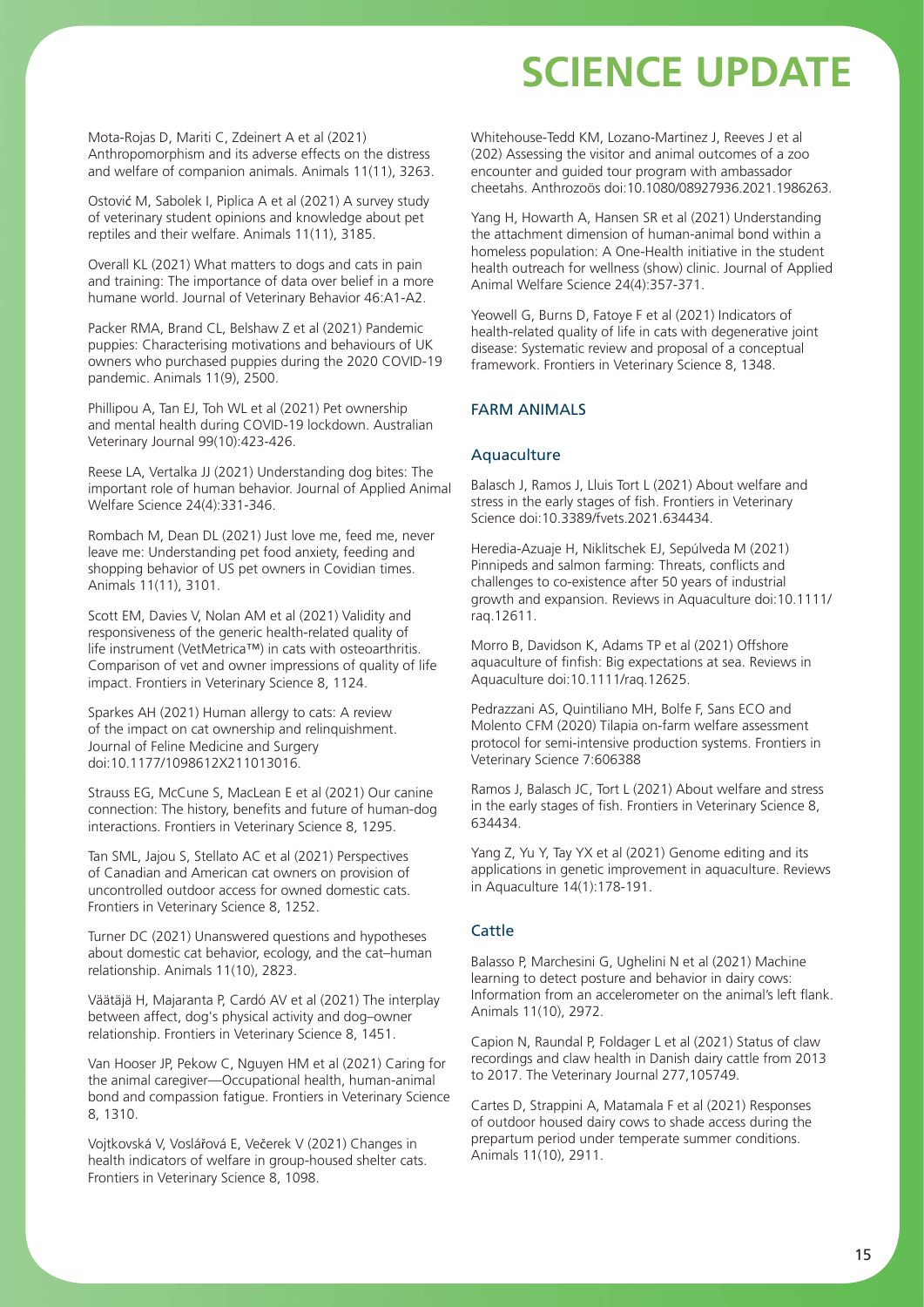# SCIENCE UPDATE

Mota-Rojas D, Mariti C, Zdeinert A et al (2021) Anthropomorphism and its adverse effects on the distress and welfare of companion animals. Animals 11(11), 3263.

Ostović M, Sabolek I, Piplica A et al (2021) A survey study of veterinary student opinions and knowledge about pet reptiles and their welfare. Animals 11(11), 3185.

Overall KL (2021) What matters to dogs and cats in pain and training: The importance of data over belief in a more humane world. Journal of Veterinary Behavior 46:A1-A2.

Packer RMA, Brand CL, Belshaw Z et al (2021) Pandemic puppies: Characterising motivations and behaviours of UK owners who purchased puppies during the 2020 COVID-19 pandemic. Animals 11(9), 2500.

Phillipou A, Tan EJ, Toh WL et al (2021) Pet ownership and mental health during COVID-19 lockdown. Australian Veterinary Journal 99(10):423-426.

Reese LA, Vertalka JJ (2021) Understanding dog bites: The important role of human behavior. Journal of Applied Animal Welfare Science 24(4):331-346.

Rombach M, Dean DL (2021) Just love me, feed me, never leave me: Understanding pet food anxiety, feeding and shopping behavior of US pet owners in Covidian times. Animals 11(11), 3101.

Scott EM, Davies V, Nolan AM et al (2021) Validity and responsiveness of the generic health-related quality of life instrument (VetMetrica™) in cats with osteoarthritis. Comparison of vet and owner impressions of quality of life impact. Frontiers in Veterinary Science 8, 1124.

Sparkes AH (2021) Human allergy to cats: A review of the impact on cat ownership and relinquishment. Journal of Feline Medicine and Surgery doi:10.1177/1098612X211013016.

Strauss EG, McCune S, MacLean E et al (2021) Our canine connection: The history, benefits and future of human-dog interactions. Frontiers in Veterinary Science 8, 1295.

Tan SML, Jajou S, Stellato AC et al (2021) Perspectives of Canadian and American cat owners on provision of uncontrolled outdoor access for owned domestic cats. Frontiers in Veterinary Science 8, 1252.

Turner DC (2021) Unanswered questions and hypotheses about domestic cat behavior, ecology, and the cat–human relationship. Animals 11(10), 2823.

Väätäjä H, Majaranta P, Cardó AV et al (2021) The interplay between affect, dog's physical activity and dog–owner relationship. Frontiers in Veterinary Science 8, 1451.

Van Hooser JP, Pekow C, Nguyen HM et al (2021) Caring for the animal caregiver—Occupational health, human-animal bond and compassion fatigue. Frontiers in Veterinary Science 8, 1310.

Vojtkovská V, Voslářová E, Večerek V (2021) Changes in health indicators of welfare in group-housed shelter cats. Frontiers in Veterinary Science 8, 1098.

Whitehouse-Tedd KM, Lozano-Martinez J, Reeves J et al (202) Assessing the visitor and animal outcomes of a zoo encounter and guided tour program with ambassador cheetahs. Anthrozoös doi:10.1080/08927936.2021.1986263.

Yang H, Howarth A, Hansen SR et al (2021) Understanding the attachment dimension of human-animal bond within a homeless population: A One-Health initiative in the student health outreach for wellness (show) clinic. Journal of Applied Animal Welfare Science 24(4):357-371.

Yeowell G, Burns D, Fatoye F et al (2021) Indicators of health-related quality of life in cats with degenerative joint disease: Systematic review and proposal of a conceptual framework. Frontiers in Veterinary Science 8, 1348.

## FARM ANIMALS

### Aquaculture

Balasch J, Ramos J, Lluis Tort L (2021) About welfare and stress in the early stages of fish. Frontiers in Veterinary Science doi:10.3389/fvets.2021.634434.

Heredia-Azuaje H, Niklitschek EJ, Sepúlveda M (2021) Pinnipeds and salmon farming: Threats, conflicts and challenges to co-existence after 50 years of industrial growth and expansion. Reviews in Aquaculture doi:10.1111/raq.12611.

Morro B, Davidson K, Adams TP et al (2021) Offshore aquaculture of finfish: Big expectations at sea. Reviews in Aquaculture doi:10.1111/raq.12625.

Pedrazzani AS, Quintiliano MH, Bolfe F, Sans ECO and Molento CFM (2020) Tilapia on-farm welfare assessment protocol for semi-intensive production systems. Frontiers in Veterinary Science 7:606388

Ramos J, Balasch JC, Tort L (2021) About welfare and stress in the early stages of fish. Frontiers in Veterinary Science 8, 634434.

Yang Z, Yu Y, Tay YX et al (2021) Genome editing and its applications in genetic improvement in aquaculture. Reviews in Aquaculture 14(1):178-191.

### Cattle

Balasso P, Marchesini G, Ughelini N et al (2021) Machine learning to detect posture and behavior in dairy cows: Information from an accelerometer on the animal's left flank. Animals 11(10), 2972.

Capion N, Raundal P, Foldager L et al (2021) Status of claw recordings and claw health in Danish dairy cattle from 2013 to 2017. The Veterinary Journal 277,105749.

Cartes D, Strappini A, Matamala F et al (2021) Responses of outdoor housed dairy cows to shade access during the prepartum period under temperate summer conditions. Animals 11(10), 2911.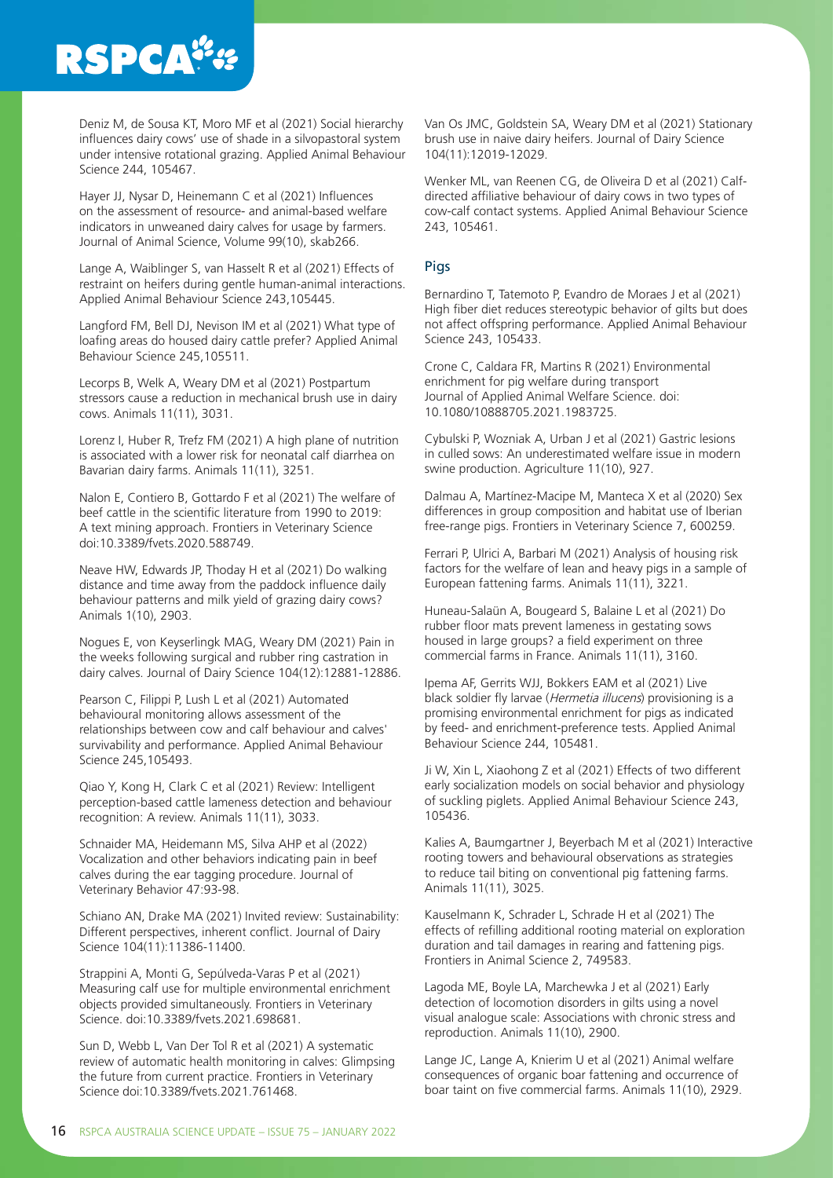Deniz M, de Sousa KT, Moro MF et al (2021) Social hierarchy influences dairy cows' use of shade in a silvopastoral system under intensive rotational grazing. Applied Animal Behaviour Science 244, 105467.

Hayer JJ, Nysar D, Heinemann C et al (2021) Influences on the assessment of resource- and animal-based welfare indicators in unweaned dairy calves for usage by farmers. Journal of Animal Science, Volume 99(10), skab266.

Lange A, Waiblinger S, van Hasselt R et al (2021) Effects of restraint on heifers during gentle human-animal interactions. Applied Animal Behaviour Science 243,105445.

Langford FM, Bell DJ, Nevison IM et al (2021) What type of loafing areas do housed dairy cattle prefer? Applied Animal Behaviour Science 245,105511.

Lecorps B, Welk A, Weary DM et al (2021) Postpartum stressors cause a reduction in mechanical brush use in dairy cows. Animals 11(11), 3031.

Lorenz I, Huber R, Trefz FM (2021) A high plane of nutrition is associated with a lower risk for neonatal calf diarrhea on Bavarian dairy farms. Animals 11(11), 3251.

Nalon E, Contiero B, Gottardo F et al (2021) The welfare of beef cattle in the scientific literature from 1990 to 2019: A text mining approach. Frontiers in Veterinary Science doi:10.3389/fvets.2020.588749.

Neave HW, Edwards JP, Thoday H et al (2021) Do walking distance and time away from the paddock influence daily behaviour patterns and milk yield of grazing dairy cows? Animals 1(10), 2903.

Nogues E, von Keyserlingk MAG, Weary DM (2021) Pain in the weeks following surgical and rubber ring castration in dairy calves. Journal of Dairy Science 104(12):12881-12886.

Pearson C, Filippi P, Lush L et al (2021) Automated behavioural monitoring allows assessment of the relationships between cow and calf behaviour and calves' survivability and performance. Applied Animal Behaviour Science 245,105493.

Qiao Y, Kong H, Clark C et al (2021) Review: Intelligent perception-based cattle lameness detection and behaviour recognition: A review. Animals 11(11), 3033.

Schnaider MA, Heidemann MS, Silva AHP et al (2022) Vocalization and other behaviors indicating pain in beef calves during the ear tagging procedure. Journal of Veterinary Behavior 47:93-98.

Schiano AN, Drake MA (2021) Invited review: Sustainability: Different perspectives, inherent conflict. Journal of Dairy Science 104(11):11386-11400.

Strappini A, Monti G, Sepúlveda-Varas P et al (2021) Measuring calf use for multiple environmental enrichment objects provided simultaneously. Frontiers in Veterinary Science. doi:10.3389/fvets.2021.698681.

Sun D, Webb L, Van Der Tol R et al (2021) A systematic review of automatic health monitoring in calves: Glimpsing the future from current practice. Frontiers in Veterinary Science doi:10.3389/fvets.2021.761468.

Van Os JMC, Goldstein SA, Weary DM et al (2021) Stationary brush use in naive dairy heifers. Journal of Dairy Science 104(11):12019-12029.

Wenker ML, van Reenen CG, de Oliveira D et al (2021) Calf-directed affiliative behaviour of dairy cows in two types of cow-calf contact systems. Applied Animal Behaviour Science 243, 105461.

## Pigs

Bernardino T, Tatemoto P, Evandro de Moraes J et al (2021) High fiber diet reduces stereotypic behavior of gilts but does not affect offspring performance. Applied Animal Behaviour Science 243, 105433.

Crone C, Caldara FR, Martins R (2021) Environmental enrichment for pig welfare during transport Journal of Applied Animal Welfare Science. doi: 10.1080/10888705.2021.1983725.

Cybulski P, Wozniak A, Urban J et al (2021) Gastric lesions in culled sows: An underestimated welfare issue in modern swine production. Agriculture 11(10), 927.

Dalmau A, Martínez-Macipe M, Manteca X et al (2020) Sex differences in group composition and habitat use of Iberian free-range pigs. Frontiers in Veterinary Science 7, 600259.

Ferrari P, Ulrici A, Barbari M (2021) Analysis of housing risk factors for the welfare of lean and heavy pigs in a sample of European fattening farms. Animals 11(11), 3221.

Huneau-Salaün A, Bougeard S, Balaine L et al (2021) Do rubber floor mats prevent lameness in gestating sows housed in large groups? a field experiment on three commercial farms in France. Animals 11(11), 3160.

Ipema AF, Gerrits WJJ, Bokkers EAM et al (2021) Live black soldier fly larvae (*Hermetia illucens*) provisioning is a promising environmental enrichment for pigs as indicated by feed- and enrichment-preference tests. Applied Animal Behaviour Science 244, 105481.

Ji W, Xin L, Xiaohong Z et al (2021) Effects of two different early socialization models on social behavior and physiology of suckling piglets. Applied Animal Behaviour Science 243, 105436.

Kalies A, Baumgartner J, Beyerbach M et al (2021) Interactive rooting towers and behavioural observations as strategies to reduce tail biting on conventional pig fattening farms. Animals 11(11), 3025.

Kauselmann K, Schrader L, Schrade H et al (2021) The effects of refilling additional rooting material on exploration duration and tail damages in rearing and fattening pigs. Frontiers in Animal Science 2, 749583.

Lagoda ME, Boyle LA, Marchewka J et al (2021) Early detection of locomotion disorders in gilts using a novel visual analogue scale: Associations with chronic stress and reproduction. Animals 11(10), 2900.

Lange JC, Lange A, Knierim U et al (2021) Animal welfare consequences of organic boar fattening and occurrence of boar taint on five commercial farms. Animals 11(10), 2929.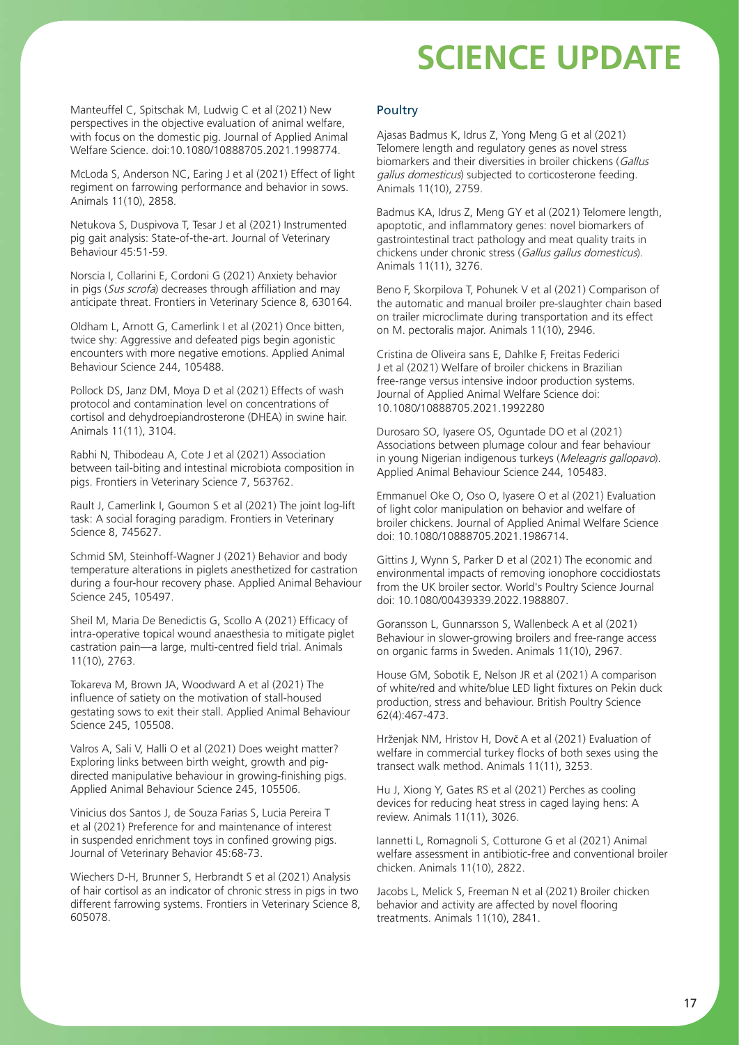Manteuffel C, Spitschak M, Ludwig C et al (2021) New perspectives in the objective evaluation of animal welfare, with focus on the domestic pig. Journal of Applied Animal Welfare Science. doi:10.1080/10888705.2021.1998774.

McLoda S, Anderson NC, Earing J et al (2021) Effect of light regiment on farrowing performance and behavior in sows. Animals 11(10), 2858.

Netukova S, Duspivova T, Tesar J et al (2021) Instrumented pig gait analysis: State-of-the-art. Journal of Veterinary Behaviour 45:51-59.

Norscia I, Collarini E, Cordoni G (2021) Anxiety behavior in pigs (*Sus scrofa*) decreases through affiliation and may anticipate threat. Frontiers in Veterinary Science 8, 630164.

Oldham L, Arnott G, Camerlink I et al (2021) Once bitten, twice shy: Aggressive and defeated pigs begin agonistic encounters with more negative emotions. Applied Animal Behaviour Science 244, 105488.

Pollock DS, Janz DM, Moya D et al (2021) Effects of wash protocol and contamination level on concentrations of cortisol and dehydroepiandrosterone (DHEA) in swine hair. Animals 11(11), 3104.

Rabhi N, Thibodeau A, Cote J et al (2021) Association between tail-biting and intestinal microbiota composition in pigs. Frontiers in Veterinary Science 7, 563762.

Rault J, Camerlink I, Goumon S et al (2021) The joint log-lift task: A social foraging paradigm. Frontiers in Veterinary Science 8, 745627.

Schmid SM, Steinhoff-Wagner J (2021) Behavior and body temperature alterations in piglets anesthetized for castration during a four-hour recovery phase. Applied Animal Behaviour Science 245, 105497.

Sheil M, Maria De Benedictis G, Scollo A (2021) Efficacy of intra-operative topical wound anaesthesia to mitigate piglet castration pain—a large, multi-centred field trial. Animals 11(10), 2763.

Tokareva M, Brown JA, Woodward A et al (2021) The influence of satiety on the motivation of stall-housed gestating sows to exit their stall. Applied Animal Behaviour Science 245, 105508.

Valros A, Sali V, Halli O et al (2021) Does weight matter? Exploring links between birth weight, growth and pig-directed manipulative behaviour in growing-finishing pigs. Applied Animal Behaviour Science 245, 105506.

Vinicius dos Santos J, de Souza Farias S, Lucia Pereira T et al (2021) Preference for and maintenance of interest in suspended enrichment toys in confined growing pigs. Journal of Veterinary Behavior 45:68-73.

Wiechers D-H, Brunner S, Herbrandt S et al (2021) Analysis of hair cortisol as an indicator of chronic stress in pigs in two different farrowing systems. Frontiers in Veterinary Science 8, 605078.

### Poultry

Ajasas Badmus K, Idrus Z, Yong Meng G et al (2021) Telomere length and regulatory genes as novel stress biomarkers and their diversities in broiler chickens (*Gallus gallus domesticus*) subjected to corticosterone feeding. Animals 11(10), 2759.

Badmus KA, Idrus Z, Meng GY et al (2021) Telomere length, apoptotic, and inflammatory genes: novel biomarkers of gastrointestinal tract pathology and meat quality traits in chickens under chronic stress (*Gallus gallus domesticus*). Animals 11(11), 3276.

Beno F, Skorpilova T, Pohunek V et al (2021) Comparison of the automatic and manual broiler pre-slaughter chain based on trailer microclimate during transportation and its effect on M. pectoralis major. Animals 11(10), 2946.

Cristina de Oliveira sans E, Dahlke F, Freitas Federici J et al (2021) Welfare of broiler chickens in Brazilian free-range versus intensive indoor production systems. Journal of Applied Animal Welfare Science doi: 10.1080/10888705.2021.1992280

Durosaro SO, Iyasere OS, Oguntade DO et al (2021) Associations between plumage colour and fear behaviour in young Nigerian indigenous turkeys (*Meleagris gallopavo*). Applied Animal Behaviour Science 244, 105483.

Emmanuel Oke O, Oso O, Iyasere O et al (2021) Evaluation of light color manipulation on behavior and welfare of broiler chickens. Journal of Applied Animal Welfare Science doi: 10.1080/10888705.2021.1986714.

Gittins J, Wynn S, Parker D et al (2021) The economic and environmental impacts of removing ionophore coccidiostats from the UK broiler sector. World's Poultry Science Journal doi: 10.1080/00439339.2022.1988807.

Goransson L, Gunnarsson S, Wallenbeck A et al (2021) Behaviour in slower-growing broilers and free-range access on organic farms in Sweden. Animals 11(10), 2967.

House GM, Sobotik E, Nelson JR et al (2021) A comparison of white/red and white/blue LED light fixtures on Pekin duck production, stress and behaviour. British Poultry Science 62(4):467-473.

Hrženjak NM, Hristov H, Dovč A et al (2021) Evaluation of welfare in commercial turkey flocks of both sexes using the transect walk method. Animals 11(11), 3253.

Hu J, Xiong Y, Gates RS et al (2021) Perches as cooling devices for reducing heat stress in caged laying hens: A review. Animals 11(11), 3026.

Iannetti L, Romagnoli S, Cotturone G et al (2021) Animal welfare assessment in antibiotic-free and conventional broiler chicken. Animals 11(10), 2822.

Jacobs L, Melick S, Freeman N et al (2021) Broiler chicken behavior and activity are affected by novel flooring treatments. Animals 11(10), 2841.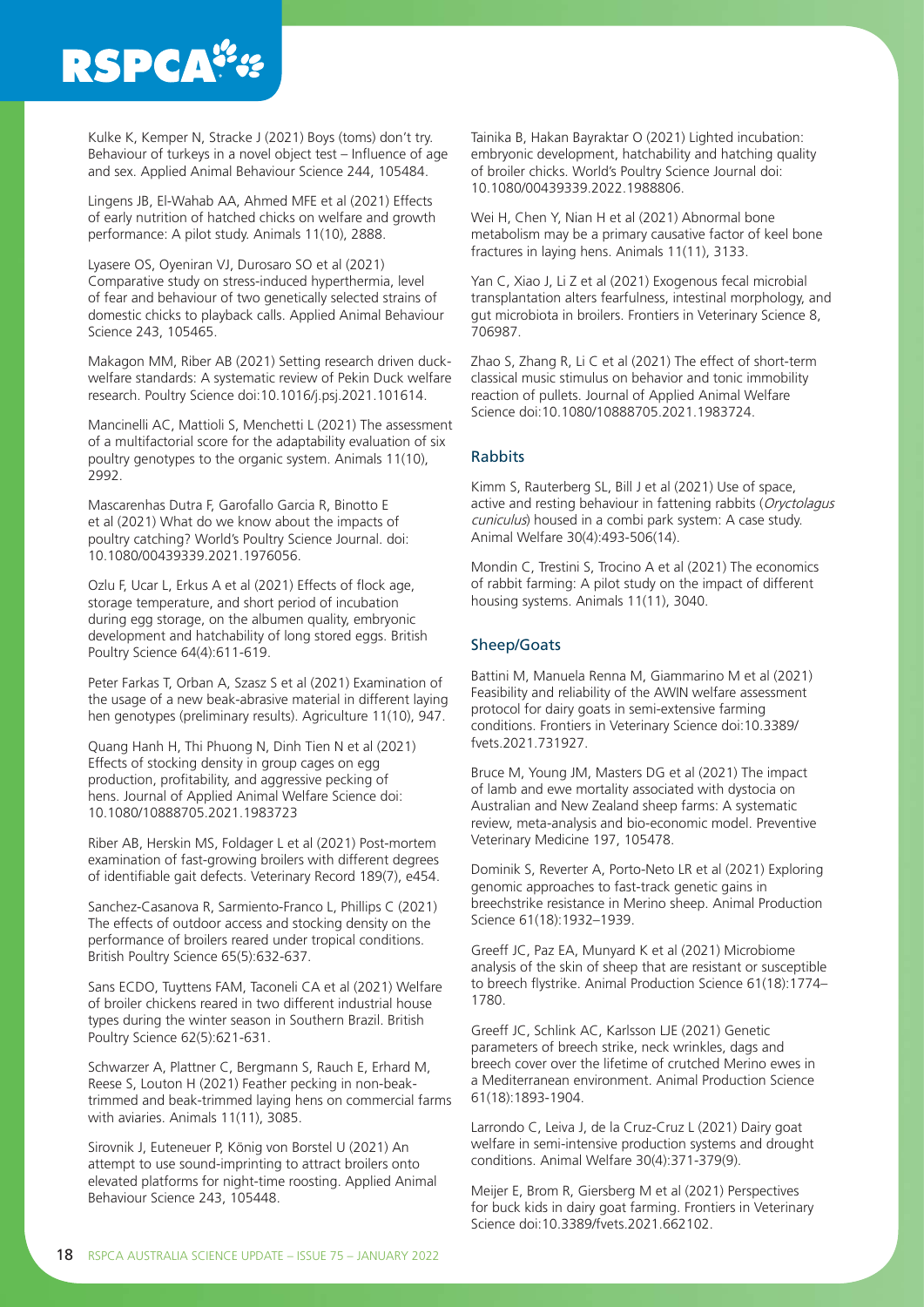Kulke K, Kemper N, Stracke J (2021) Boys (toms) don't try. Behaviour of turkeys in a novel object test – Influence of age and sex. Applied Animal Behaviour Science 244, 105484.

Lingens JB, El-Wahab AA, Ahmed MFE et al (2021) Effects of early nutrition of hatched chicks on welfare and growth performance: A pilot study. Animals 11(10), 2888.

Lyasere OS, Oyeniran VJ, Durosaro SO et al (2021) Comparative study on stress-induced hyperthermia, level of fear and behaviour of two genetically selected strains of domestic chicks to playback calls. Applied Animal Behaviour Science 243, 105465.

Makagon MM, Riber AB (2021) Setting research driven duck-welfare standards: A systematic review of Pekin Duck welfare research. Poultry Science doi:10.1016/j.psj.2021.101614.

Mancinelli AC, Mattioli S, Menchetti L (2021) The assessment of a multifactorial score for the adaptability evaluation of six poultry genotypes to the organic system. Animals 11(10), 2992.

Mascarenhas Dutra F, Garofallo Garcia R, Binotto E et al (2021) What do we know about the impacts of poultry catching? World's Poultry Science Journal. doi: 10.1080/00439339.2021.1976056.

Ozlu F, Ucar L, Erkus A et al (2021) Effects of flock age, storage temperature, and short period of incubation during egg storage, on the albumen quality, embryonic development and hatchability of long stored eggs. British Poultry Science 64(4):611-619.

Peter Farkas T, Orban A, Szasz S et al (2021) Examination of the usage of a new beak-abrasive material in different laying hen genotypes (preliminary results). Agriculture 11(10), 947.

Quang Hanh H, Thi Phuong N, Dinh Tien N et al (2021) Effects of stocking density in group cages on egg production, profitability, and aggressive pecking of hens. Journal of Applied Animal Welfare Science doi: 10.1080/10888705.2021.1983723

Riber AB, Herskin MS, Foldager L et al (2021) Post-mortem examination of fast-growing broilers with different degrees of identifiable gait defects. Veterinary Record 189(7), e454.

Sanchez-Casanova R, Sarmiento-Franco L, Phillips C (2021) The effects of outdoor access and stocking density on the performance of broilers reared under tropical conditions. British Poultry Science 65(5):632-637.

Sans ECDO, Tuyttens FAM, Taconeli CA et al (2021) Welfare of broiler chickens reared in two different industrial house types during the winter season in Southern Brazil. British Poultry Science 62(5):621-631.

Schwarzer A, Plattner C, Bergmann S, Rauch E, Erhard M, Reese S, Louton H (2021) Feather pecking in non-beak-trimmed and beak-trimmed laying hens on commercial farms with aviaries. Animals 11(11), 3085.

Sirovnik J, Euteneuer P, König von Borstel U (2021) An attempt to use sound-imprinting to attract broilers onto elevated platforms for night-time roosting. Applied Animal Behaviour Science 243, 105448.

Tainika B, Hakan Bayraktar O (2021) Lighted incubation: embryonic development, hatchability and hatching quality of broiler chicks. World's Poultry Science Journal doi: 10.1080/00439339.2022.1988806.

Wei H, Chen Y, Nian H et al (2021) Abnormal bone metabolism may be a primary causative factor of keel bone fractures in laying hens. Animals 11(11), 3133.

Yan C, Xiao J, Li Z et al (2021) Exogenous fecal microbial transplantation alters fearfulness, intestinal morphology, and gut microbiota in broilers. Frontiers in Veterinary Science 8, 706987.

Zhao S, Zhang R, Li C et al (2021) The effect of short-term classical music stimulus on behavior and tonic immobility reaction of pullets. Journal of Applied Animal Welfare Science doi:10.1080/10888705.2021.1983724.

### Rabbits

Kimm S, Rauterberg SL, Bill J et al (2021) Use of space, active and resting behaviour in fattening rabbits (*Oryctolagus cuniculus*) housed in a combi park system: A case study. Animal Welfare 30(4):493-506(14).

Mondin C, Trestini S, Trocino A et al (2021) The economics of rabbit farming: A pilot study on the impact of different housing systems. Animals 11(11), 3040.

### Sheep/Goats

Battini M, Manuela Renna M, Giammarino M et al (2021) Feasibility and reliability of the AWIN welfare assessment protocol for dairy goats in semi-extensive farming conditions. Frontiers in Veterinary Science doi:10.3389/fvets.2021.731927.

Bruce M, Young JM, Masters DG et al (2021) The impact of lamb and ewe mortality associated with dystocia on Australian and New Zealand sheep farms: A systematic review, meta-analysis and bio-economic model. Preventive Veterinary Medicine 197, 105478.

Dominik S, Reverter A, Porto-Neto LR et al (2021) Exploring genomic approaches to fast-track genetic gains in breechstrike resistance in Merino sheep. Animal Production Science 61(18):1932–1939.

Greeff JC, Paz EA, Munyard K et al (2021) Microbiome analysis of the skin of sheep that are resistant or susceptible to breech flystrike. Animal Production Science 61(18):1774–1780.

Greeff JC, Schlink AC, Karlsson LJE (2021) Genetic parameters of breech strike, neck wrinkles, dags and breech cover over the lifetime of crutched Merino ewes in a Mediterranean environment. Animal Production Science 61(18):1893-1904.

Larrondo C, Leiva J, de la Cruz-Cruz L (2021) Dairy goat welfare in semi-intensive production systems and drought conditions. Animal Welfare 30(4):371-379(9).

Meijer E, Brom R, Giersberg M et al (2021) Perspectives for buck kids in dairy goat farming. Frontiers in Veterinary Science doi:10.3389/fvets.2021.662102.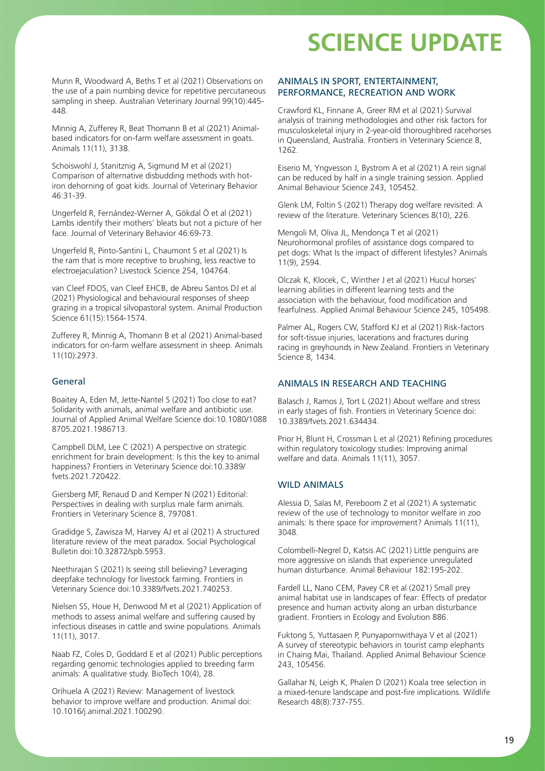# SCIENCE UPDATE

Munn R, Woodward A, Beths T et al (2021) Observations on the use of a pain numbing device for repetitive percutaneous sampling in sheep. Australian Veterinary Journal 99(10):445-448.

Minnig A, Zufferey R, Beat Thomann B et al (2021) Animal-based indicators for on-farm welfare assessment in goats. Animals 11(11), 3138.

Schoiswohl J, Stanitznig A, Sigmund M et al (2021) Comparison of alternative disbudding methods with hot-iron dehorning of goat kids. Journal of Veterinary Behavior 46:31-39.

Ungerfeld R, Fernández-Werner A, Gökdal Ö et al (2021) Lambs identify their mothers' bleats but not a picture of her face. Journal of Veterinary Behavior 46:69-73.

Ungerfeld R, Pinto-Santini L, Chaumont S et al (2021) Is the ram that is more receptive to brushing, less reactive to electroejaculation? Livestock Science 254, 104764.

van Cleef FDOS, van Cleef EHCB, de Abreu Santos DJ et al (2021) Physiological and behavioural responses of sheep grazing in a tropical silvopastoral system. Animal Production Science 61(15):1564-1574.

Zufferey R, Minnig A, Thomann B et al (2021) Animal-based indicators for on-farm welfare assessment in sheep. Animals 11(10):2973.

### General

Boaitey A, Eden M, Jette-Nantel S (2021) Too close to eat? Solidarity with animals, animal welfare and antibiotic use. Journal of Applied Animal Welfare Science doi:10.1080/10888705.2021.1986713.

Campbell DLM, Lee C (2021) A perspective on strategic enrichment for brain development: Is this the key to animal happiness? Frontiers in Veterinary Science doi:10.3389/fvets.2021.720422.

Giersberg MF, Renaud D and Kemper N (2021) Editorial: Perspectives in dealing with surplus male farm animals. Frontiers in Veterinary Science 8, 797081.

Gradidge S, Zawisza M, Harvey AJ et al (2021) A structured literature review of the meat paradox. Social Psychological Bulletin doi:10.32872/spb.5953.

Neethirajan S (2021) Is seeing still believing? Leveraging deepfake technology for livestock farming. Frontiers in Veterinary Science doi:10.3389/fvets.2021.740253.

Nielsen SS, Houe H, Denwood M et al (2021) Application of methods to assess animal welfare and suffering caused by infectious diseases in cattle and swine populations. Animals 11(11), 3017.

Naab FZ, Coles D, Goddard E et al (2021) Public perceptions regarding genomic technologies applied to breeding farm animals: A qualitative study. BioTech 10(4), 28.

Orihuela A (2021) Review: Management of livestock behavior to improve welfare and production. Animal doi: 10.1016/j.animal.2021.100290.

### ANIMALS IN SPORT, ENTERTAINMENT, PERFORMANCE, RECREATION AND WORK

Crawford KL, Finnane A, Greer RM et al (2021) Survival analysis of training methodologies and other risk factors for musculoskeletal injury in 2-year-old thoroughbred racehorses in Queensland, Australia. Frontiers in Veterinary Science 8, 1262.

Eiserio M, Yngvesson J, Bystrom A et al (2021) A rein signal can be reduced by half in a single training session. Applied Animal Behaviour Science 243, 105452.

Glenk LM, Foltin S (2021) Therapy dog welfare revisited: A review of the literature. Veterinary Sciences 8(10), 226.

Mengoli M, Oliva JL, Mendonça T et al (2021) Neurohormonal profiles of assistance dogs compared to pet dogs: What Is the impact of different lifestyles? Animals 11(9), 2594.

Olczak K, Klocek, C, Winther J et al (2021) Hucul horses' learning abilities in different learning tests and the association with the behaviour, food modification and fearfulness. Applied Animal Behaviour Science 245, 105498.

Palmer AL, Rogers CW, Stafford KJ et al (2021) Risk-factors for soft-tissue injuries, lacerations and fractures during racing in greyhounds in New Zealand. Frontiers in Veterinary Science 8, 1434.

### ANIMALS IN RESEARCH AND TEACHING

Balasch J, Ramos J, Tort L (2021) About welfare and stress in early stages of fish. Frontiers in Veterinary Science doi: 10.3389/fvets.2021.634434.

Prior H, Blunt H, Crossman L et al (2021) Refining procedures within regulatory toxicology studies: Improving animal welfare and data. Animals 11(11), 3057.

### WILD ANIMALS

Alessia D, Salas M, Pereboom Z et al (2021) A systematic review of the use of technology to monitor welfare in zoo animals: Is there space for improvement? Animals 11(11), 3048.

Colombelli-Negrel D, Katsis AC (2021) Little penguins are more aggressive on islands that experience unregulated human disturbance. Animal Behaviour 182:195-202.

Fardell LL, Nano CEM, Pavey CR et al (2021) Small prey animal habitat use in landscapes of fear: Effects of predator presence and human activity along an urban disturbance gradient. Frontiers in Ecology and Evolution 886.

Fuktong S, Yuttasaen P, Punyapornwithaya V et al (2021) A survey of stereotypic behaviors in tourist camp elephants in Chaing Mai, Thailand. Applied Animal Behaviour Science 243, 105456.

Gallahar N, Leigh K, Phalen D (2021) Koala tree selection in a mixed-tenure landscape and post-fire implications. Wildlife Research 48(8):737-755.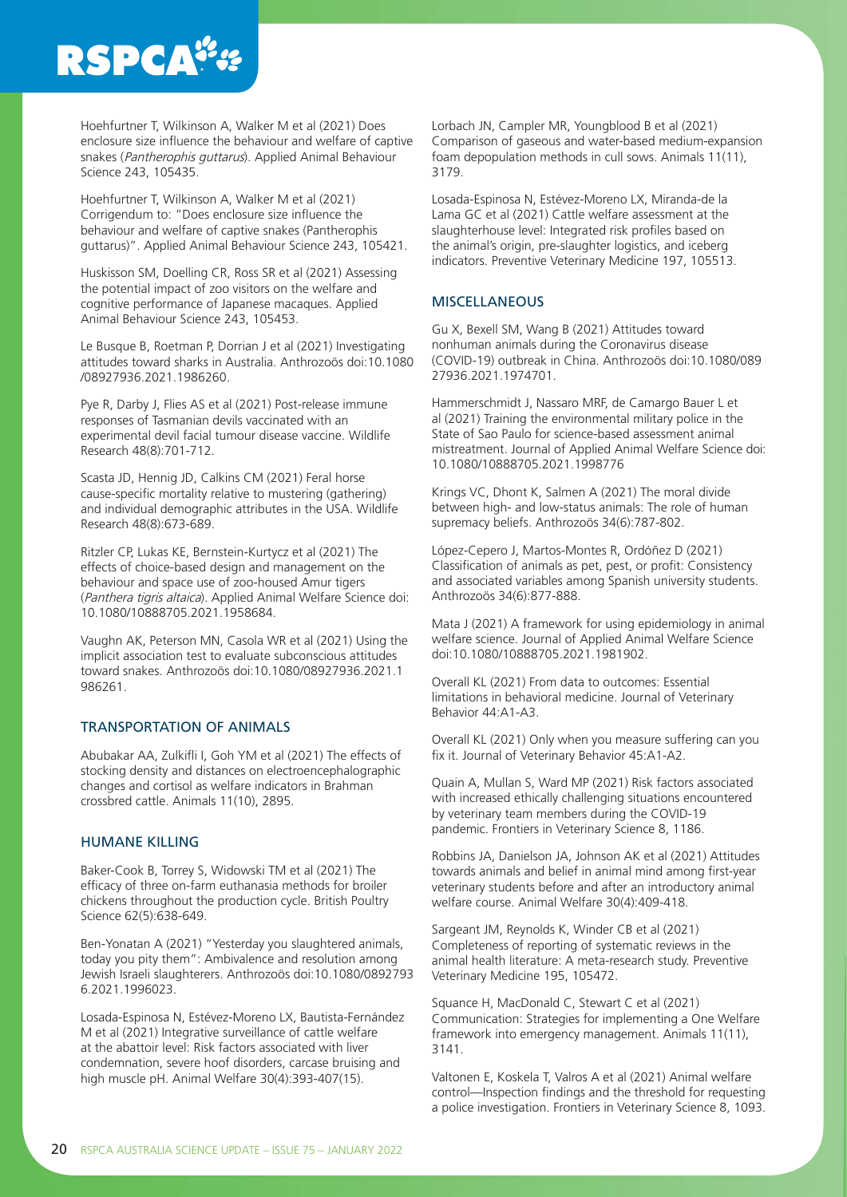Hoehfurtner T, Wilkinson A, Walker M et al (2021) Does enclosure size influence the behaviour and welfare of captive snakes (*Pantherophis guttarus*). Applied Animal Behaviour Science 243, 105435.

Hoehfurtner T, Wilkinson A, Walker M et al (2021) Corrigendum to: "Does enclosure size influence the behaviour and welfare of captive snakes (Pantherophis guttarus)". Applied Animal Behaviour Science 243, 105421.

Huskisson SM, Doelling CR, Ross SR et al (2021) Assessing the potential impact of zoo visitors on the welfare and cognitive performance of Japanese macaques. Applied Animal Behaviour Science 243, 105453.

Le Busque B, Roetman P, Dorrian J et al (2021) Investigating attitudes toward sharks in Australia. Anthrozoös doi:10.1080/08927936.2021.1986260.

Pye R, Darby J, Flies AS et al (2021) Post-release immune responses of Tasmanian devils vaccinated with an experimental devil facial tumour disease vaccine. Wildlife Research 48(8):701-712.

Scasta JD, Hennig JD, Calkins CM (2021) Feral horse cause-specific mortality relative to mustering (gathering) and individual demographic attributes in the USA. Wildlife Research 48(8):673-689.

Ritzler CP, Lukas KE, Bernstein-Kurtycz et al (2021) The effects of choice-based design and management on the behaviour and space use of zoo-housed Amur tigers (*Panthera tigris altaica*). Applied Animal Welfare Science doi: 10.1080/10888705.2021.1958684.

Vaughn AK, Peterson MN, Casola WR et al (2021) Using the implicit association test to evaluate subconscious attitudes toward snakes. Anthrozoös doi:10.1080/08927936.2021.1986261.

## TRANSPORTATION OF ANIMALS

Abubakar AA, Zulkifli I, Goh YM et al (2021) The effects of stocking density and distances on electroencephalographic changes and cortisol as welfare indicators in Brahman crossbred cattle. Animals 11(10), 2895.

## HUMANE KILLING

Baker-Cook B, Torrey S, Widowski TM et al (2021) The efficacy of three on-farm euthanasia methods for broiler chickens throughout the production cycle. British Poultry Science 62(5):638-649.

Ben-Yonatan A (2021) "Yesterday you slaughtered animals, today you pity them": Ambivalence and resolution among Jewish Israeli slaughterers. Anthrozoös doi:10.1080/08927936.2021.1996023.

Losada-Espinosa N, Estévez-Moreno LX, Bautista-Fernández M et al (2021) Integrative surveillance of cattle welfare at the abattoir level: Risk factors associated with liver condemnation, severe hoof disorders, carcase bruising and high muscle pH. Animal Welfare 30(4):393-407(15).

Lorbach JN, Campler MR, Youngblood B et al (2021) Comparison of gaseous and water-based medium-expansion foam depopulation methods in cull sows. Animals 11(11), 3179.

Losada-Espinosa N, Estévez-Moreno LX, Miranda-de la Lama GC et al (2021) Cattle welfare assessment at the slaughterhouse level: Integrated risk profiles based on the animal's origin, pre-slaughter logistics, and iceberg indicators. Preventive Veterinary Medicine 197, 105513.

## MISCELLANEOUS

Gu X, Bexell SM, Wang B (2021) Attitudes toward nonhuman animals during the Coronavirus disease (COVID-19) outbreak in China. Anthrozoös doi:10.1080/08927936.2021.1974701.

Hammerschmidt J, Nassaro MRF, de Camargo Bauer L et al (2021) Training the environmental military police in the State of Sao Paulo for science-based assessment animal mistreatment. Journal of Applied Animal Welfare Science doi: 10.1080/10888705.2021.1998776

Krings VC, Dhont K, Salmen A (2021) The moral divide between high- and low-status animals: The role of human supremacy beliefs. Anthrozoös 34(6):787-802.

López-Cepero J, Martos-Montes R, Ordóñez D (2021) Classification of animals as pet, pest, or profit: Consistency and associated variables among Spanish university students. Anthrozoös 34(6):877-888.

Mata J (2021) A framework for using epidemiology in animal welfare science. Journal of Applied Animal Welfare Science doi:10.1080/10888705.2021.1981902.

Overall KL (2021) From data to outcomes: Essential limitations in behavioral medicine. Journal of Veterinary Behavior 44:A1-A3.

Overall KL (2021) Only when you measure suffering can you fix it. Journal of Veterinary Behavior 45:A1-A2.

Quain A, Mullan S, Ward MP (2021) Risk factors associated with increased ethically challenging situations encountered by veterinary team members during the COVID-19 pandemic. Frontiers in Veterinary Science 8, 1186.

Robbins JA, Danielson JA, Johnson AK et al (2021) Attitudes towards animals and belief in animal mind among first-year veterinary students before and after an introductory animal welfare course. Animal Welfare 30(4):409-418.

Sargeant JM, Reynolds K, Winder CB et al (2021) Completeness of reporting of systematic reviews in the animal health literature: A meta-research study. Preventive Veterinary Medicine 195, 105472.

Squance H, MacDonald C, Stewart C et al (2021) Communication: Strategies for implementing a One Welfare framework into emergency management. Animals 11(11), 3141.

Valtonen E, Koskela T, Valros A et al (2021) Animal welfare control—Inspection findings and the threshold for requesting a police investigation. Frontiers in Veterinary Science 8, 1093.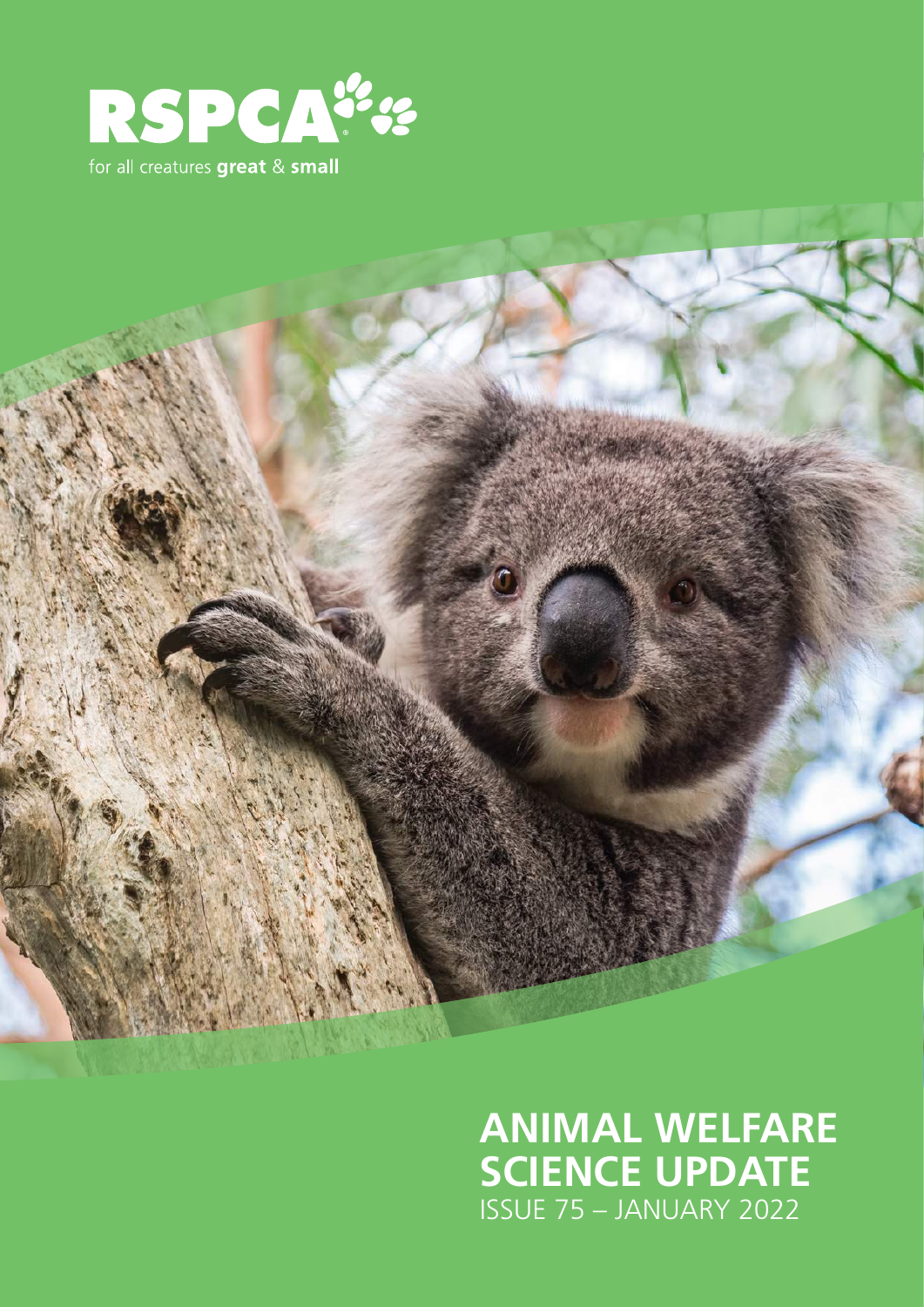RSPCA

for all creatures **great** & **small**

# ANIMAL WELFARE SCIENCE UPDATE

ISSUE 75 – JANUARY 2022